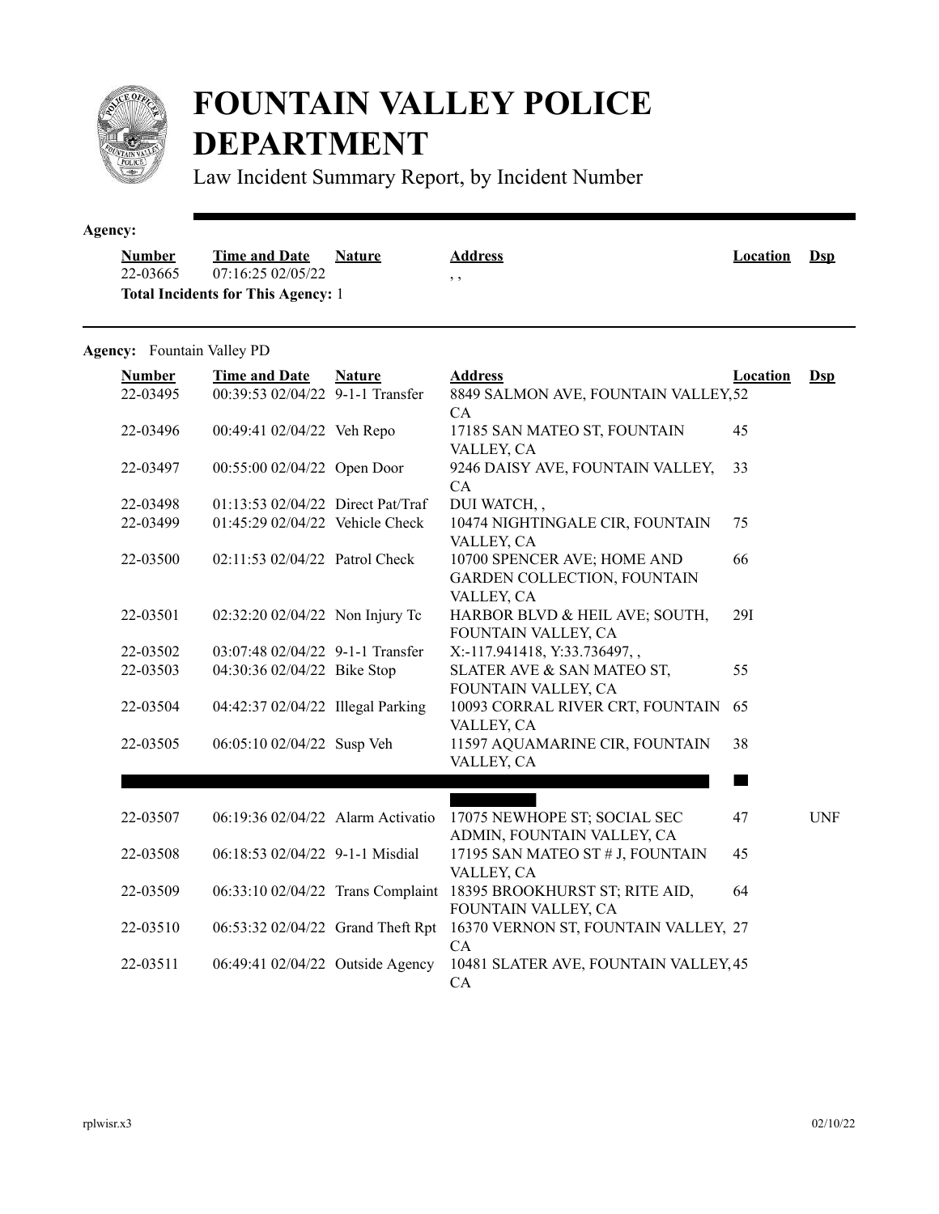# FOUNTAIN VALLEY POLICE DEPARTMENT

Law Incident Summary Report, by Incident Number

**Agency:**

| Number | Time and Date | Nature | Address | Location | Dsp |
|---|---|---|---|---|---|
| 22-03665 | 07:16:25 02/05/22 | | , , | | |

**Total Incidents for This Agency:** 1

**Agency:** Fountain Valley PD

| Number | Time and Date | Nature | Address | Location | Dsp |
|---|---|---|---|---|---|
| 22-03495 | 00:39:53 02/04/22 | 9-1-1 Transfer | 8849 SALMON AVE, FOUNTAIN VALLEY, CA | 52 | |
| 22-03496 | 00:49:41 02/04/22 | Veh Repo | 17185 SAN MATEO ST, FOUNTAIN VALLEY, CA | 45 | |
| 22-03497 | 00:55:00 02/04/22 | Open Door | 9246 DAISY AVE, FOUNTAIN VALLEY, CA | 33 | |
| 22-03498 | 01:13:53 02/04/22 | Direct Pat/Traf | DUI WATCH, , | | |
| 22-03499 | 01:45:29 02/04/22 | Vehicle Check | 10474 NIGHTINGALE CIR, FOUNTAIN VALLEY, CA | 75 | |
| 22-03500 | 02:11:53 02/04/22 | Patrol Check | 10700 SPENCER AVE; HOME AND GARDEN COLLECTION, FOUNTAIN VALLEY, CA | 66 | |
| 22-03501 | 02:32:20 02/04/22 | Non Injury Tc | HARBOR BLVD & HEIL AVE; SOUTH, FOUNTAIN VALLEY, CA | 29I | |
| 22-03502 | 03:07:48 02/04/22 | 9-1-1 Transfer | X:-117.941418, Y:33.736497, , | | |
| 22-03503 | 04:30:36 02/04/22 | Bike Stop | SLATER AVE & SAN MATEO ST, FOUNTAIN VALLEY, CA | 55 | |
| 22-03504 | 04:42:37 02/04/22 | Illegal Parking | 10093 CORRAL RIVER CRT, FOUNTAIN VALLEY, CA | 65 | |
| 22-03505 | 06:05:10 02/04/22 | Susp Veh | 11597 AQUAMARINE CIR, FOUNTAIN VALLEY, CA | 38 | |
| | | | | | |
| 22-03507 | 06:19:36 02/04/22 | Alarm Activatio | 17075 NEWHOPE ST; SOCIAL SEC ADMIN, FOUNTAIN VALLEY, CA | 47 | UNF |
| 22-03508 | 06:18:53 02/04/22 | 9-1-1 Misdial | 17195 SAN MATEO ST # J, FOUNTAIN VALLEY, CA | 45 | |
| 22-03509 | 06:33:10 02/04/22 | Trans Complaint | 18395 BROOKHURST ST; RITE AID, FOUNTAIN VALLEY, CA | 64 | |
| 22-03510 | 06:53:32 02/04/22 | Grand Theft Rpt | 16370 VERNON ST, FOUNTAIN VALLEY, CA | 27 | |
| 22-03511 | 06:49:41 02/04/22 | Outside Agency | 10481 SLATER AVE, FOUNTAIN VALLEY, CA | 45 | |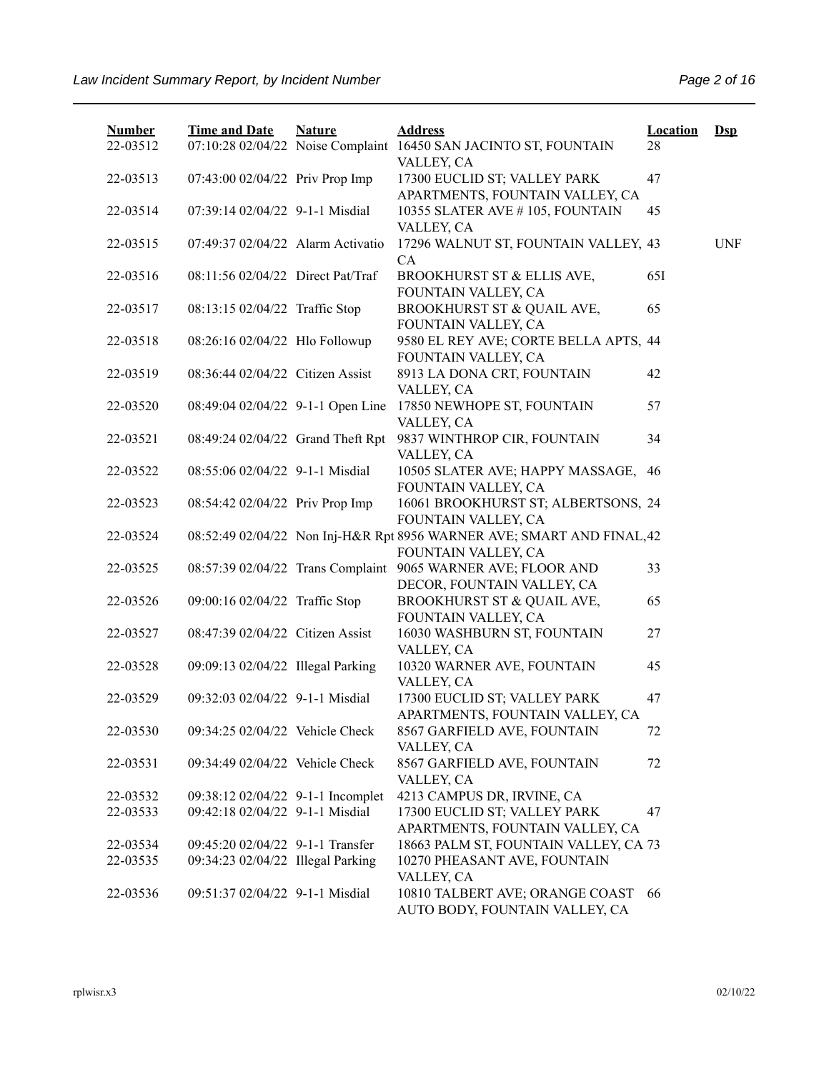| Number | Time and Date | Nature | Address | Location | Dsp |
|---|---|---|---|---|---|
| 22-03512 | 07:10:28 02/04/22 | Noise Complaint | 16450 SAN JACINTO ST, FOUNTAIN VALLEY, CA | 28 | |
| 22-03513 | 07:43:00 02/04/22 | Priv Prop Imp | 17300 EUCLID ST; VALLEY PARK APARTMENTS, FOUNTAIN VALLEY, CA | 47 | |
| 22-03514 | 07:39:14 02/04/22 | 9-1-1 Misdial | 10355 SLATER AVE # 105, FOUNTAIN VALLEY, CA | 45 | |
| 22-03515 | 07:49:37 02/04/22 | Alarm Activatio | 17296 WALNUT ST, FOUNTAIN VALLEY, CA | 43 | UNF |
| 22-03516 | 08:11:56 02/04/22 | Direct Pat/Traf | BROOKHURST ST & ELLIS AVE, FOUNTAIN VALLEY, CA | 65I | |
| 22-03517 | 08:13:15 02/04/22 | Traffic Stop | BROOKHURST ST & QUAIL AVE, FOUNTAIN VALLEY, CA | 65 | |
| 22-03518 | 08:26:16 02/04/22 | Hlo Followup | 9580 EL REY AVE; CORTE BELLA APTS, FOUNTAIN VALLEY, CA | 44 | |
| 22-03519 | 08:36:44 02/04/22 | Citizen Assist | 8913 LA DONA CRT, FOUNTAIN VALLEY, CA | 42 | |
| 22-03520 | 08:49:04 02/04/22 | 9-1-1 Open Line | 17850 NEWHOPE ST, FOUNTAIN VALLEY, CA | 57 | |
| 22-03521 | 08:49:24 02/04/22 | Grand Theft Rpt | 9837 WINTHROP CIR, FOUNTAIN VALLEY, CA | 34 | |
| 22-03522 | 08:55:06 02/04/22 | 9-1-1 Misdial | 10505 SLATER AVE; HAPPY MASSAGE, FOUNTAIN VALLEY, CA | 46 | |
| 22-03523 | 08:54:42 02/04/22 | Priv Prop Imp | 16061 BROOKHURST ST; ALBERTSONS, FOUNTAIN VALLEY, CA | 24 | |
| 22-03524 | 08:52:49 02/04/22 | Non Inj-H&R Rpt | 8956 WARNER AVE; SMART AND FINAL, FOUNTAIN VALLEY, CA | 42 | |
| 22-03525 | 08:57:39 02/04/22 | Trans Complaint | 9065 WARNER AVE; FLOOR AND DECOR, FOUNTAIN VALLEY, CA | 33 | |
| 22-03526 | 09:00:16 02/04/22 | Traffic Stop | BROOKHURST ST & QUAIL AVE, FOUNTAIN VALLEY, CA | 65 | |
| 22-03527 | 08:47:39 02/04/22 | Citizen Assist | 16030 WASHBURN ST, FOUNTAIN VALLEY, CA | 27 | |
| 22-03528 | 09:09:13 02/04/22 | Illegal Parking | 10320 WARNER AVE, FOUNTAIN VALLEY, CA | 45 | |
| 22-03529 | 09:32:03 02/04/22 | 9-1-1 Misdial | 17300 EUCLID ST; VALLEY PARK APARTMENTS, FOUNTAIN VALLEY, CA | 47 | |
| 22-03530 | 09:34:25 02/04/22 | Vehicle Check | 8567 GARFIELD AVE, FOUNTAIN VALLEY, CA | 72 | |
| 22-03531 | 09:34:49 02/04/22 | Vehicle Check | 8567 GARFIELD AVE, FOUNTAIN VALLEY, CA | 72 | |
| 22-03532 | 09:38:12 02/04/22 | 9-1-1 Incomplet | 4213 CAMPUS DR, IRVINE, CA | | |
| 22-03533 | 09:42:18 02/04/22 | 9-1-1 Misdial | 17300 EUCLID ST; VALLEY PARK APARTMENTS, FOUNTAIN VALLEY, CA | 47 | |
| 22-03534 | 09:45:20 02/04/22 | 9-1-1 Transfer | 18663 PALM ST, FOUNTAIN VALLEY, CA | 73 | |
| 22-03535 | 09:34:23 02/04/22 | Illegal Parking | 10270 PHEASANT AVE, FOUNTAIN VALLEY, CA | | |
| 22-03536 | 09:51:37 02/04/22 | 9-1-1 Misdial | 10810 TALBERT AVE; ORANGE COAST AUTO BODY, FOUNTAIN VALLEY, CA | 66 | |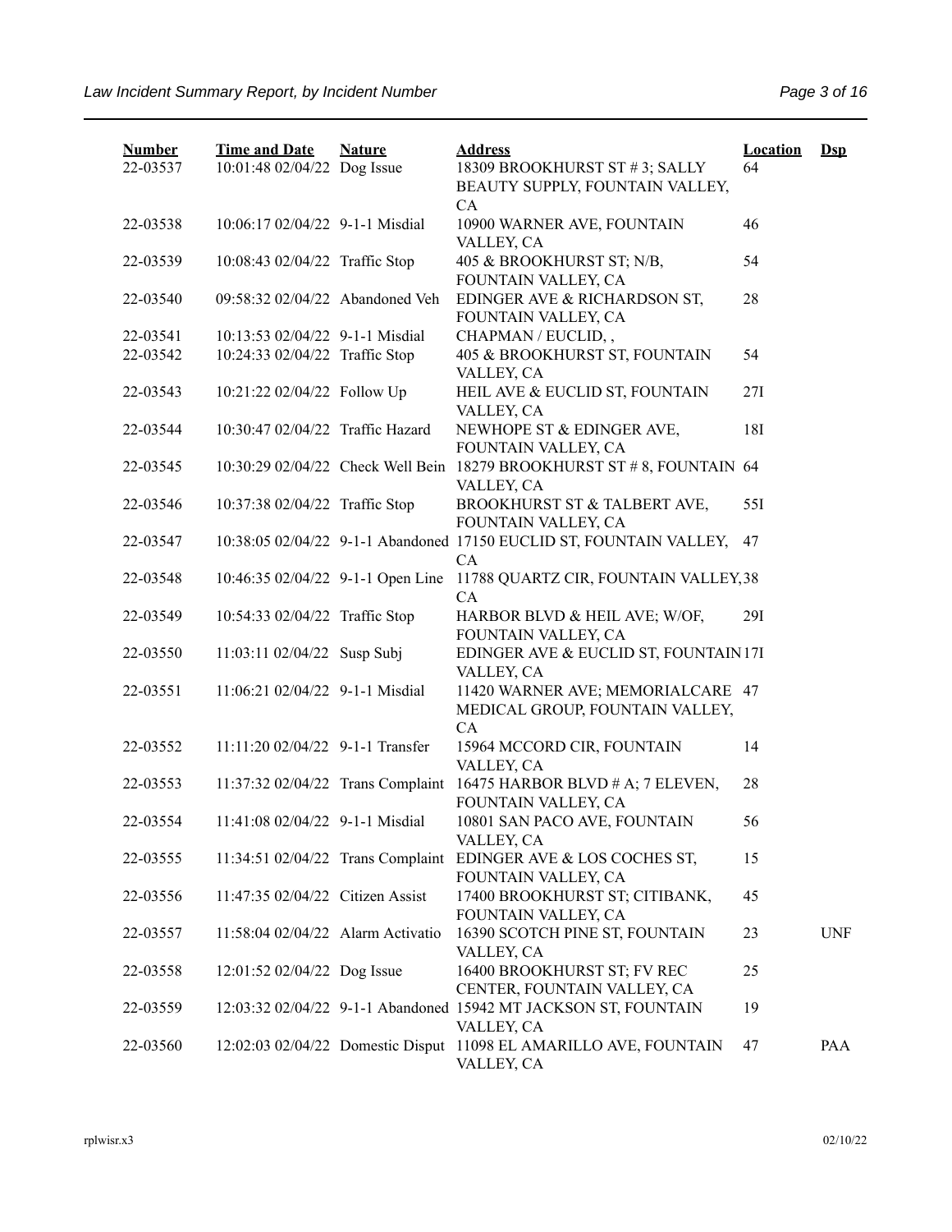| Number | Time and Date | Nature | Address | Location | Dsp |
|---|---|---|---|---|---|
| 22-03537 | 10:01:48 02/04/22 | Dog Issue | 18309 BROOKHURST ST # 3; SALLY BEAUTY SUPPLY, FOUNTAIN VALLEY, CA | 64 | |
| 22-03538 | 10:06:17 02/04/22 | 9-1-1 Misdial | 10900 WARNER AVE, FOUNTAIN VALLEY, CA | 46 | |
| 22-03539 | 10:08:43 02/04/22 | Traffic Stop | 405 & BROOKHURST ST; N/B, FOUNTAIN VALLEY, CA | 54 | |
| 22-03540 | 09:58:32 02/04/22 | Abandoned Veh | EDINGER AVE & RICHARDSON ST, FOUNTAIN VALLEY, CA | 28 | |
| 22-03541 | 10:13:53 02/04/22 | 9-1-1 Misdial | CHAPMAN / EUCLID, , | | |
| 22-03542 | 10:24:33 02/04/22 | Traffic Stop | 405 & BROOKHURST ST, FOUNTAIN VALLEY, CA | 54 | |
| 22-03543 | 10:21:22 02/04/22 | Follow Up | HEIL AVE & EUCLID ST, FOUNTAIN VALLEY, CA | 27I | |
| 22-03544 | 10:30:47 02/04/22 | Traffic Hazard | NEWHOPE ST & EDINGER AVE, FOUNTAIN VALLEY, CA | 18I | |
| 22-03545 | 10:30:29 02/04/22 | Check Well Bein | 18279 BROOKHURST ST # 8, FOUNTAIN VALLEY, CA | 64 | |
| 22-03546 | 10:37:38 02/04/22 | Traffic Stop | BROOKHURST ST & TALBERT AVE, FOUNTAIN VALLEY, CA | 55I | |
| 22-03547 | 10:38:05 02/04/22 | 9-1-1 Abandoned | 17150 EUCLID ST, FOUNTAIN VALLEY, CA | 47 | |
| 22-03548 | 10:46:35 02/04/22 | 9-1-1 Open Line | 11788 QUARTZ CIR, FOUNTAIN VALLEY, CA | 38 | |
| 22-03549 | 10:54:33 02/04/22 | Traffic Stop | HARBOR BLVD & HEIL AVE; W/OF, FOUNTAIN VALLEY, CA | 29I | |
| 22-03550 | 11:03:11 02/04/22 | Susp Subj | EDINGER AVE & EUCLID ST, FOUNTAIN VALLEY, CA | 17I | |
| 22-03551 | 11:06:21 02/04/22 | 9-1-1 Misdial | 11420 WARNER AVE; MEMORIALCARE MEDICAL GROUP, FOUNTAIN VALLEY, CA | 47 | |
| 22-03552 | 11:11:20 02/04/22 | 9-1-1 Transfer | 15964 MCCORD CIR, FOUNTAIN VALLEY, CA | 14 | |
| 22-03553 | 11:37:32 02/04/22 | Trans Complaint | 16475 HARBOR BLVD # A; 7 ELEVEN, FOUNTAIN VALLEY, CA | 28 | |
| 22-03554 | 11:41:08 02/04/22 | 9-1-1 Misdial | 10801 SAN PACO AVE, FOUNTAIN VALLEY, CA | 56 | |
| 22-03555 | 11:34:51 02/04/22 | Trans Complaint | EDINGER AVE & LOS COCHES ST, FOUNTAIN VALLEY, CA | 15 | |
| 22-03556 | 11:47:35 02/04/22 | Citizen Assist | 17400 BROOKHURST ST; CITIBANK, FOUNTAIN VALLEY, CA | 45 | |
| 22-03557 | 11:58:04 02/04/22 | Alarm Activatio | 16390 SCOTCH PINE ST, FOUNTAIN VALLEY, CA | 23 | UNF |
| 22-03558 | 12:01:52 02/04/22 | Dog Issue | 16400 BROOKHURST ST; FV REC CENTER, FOUNTAIN VALLEY, CA | 25 | |
| 22-03559 | 12:03:32 02/04/22 | 9-1-1 Abandoned | 15942 MT JACKSON ST, FOUNTAIN VALLEY, CA | 19 | |
| 22-03560 | 12:02:03 02/04/22 | Domestic Disput | 11098 EL AMARILLO AVE, FOUNTAIN VALLEY, CA | 47 | PAA |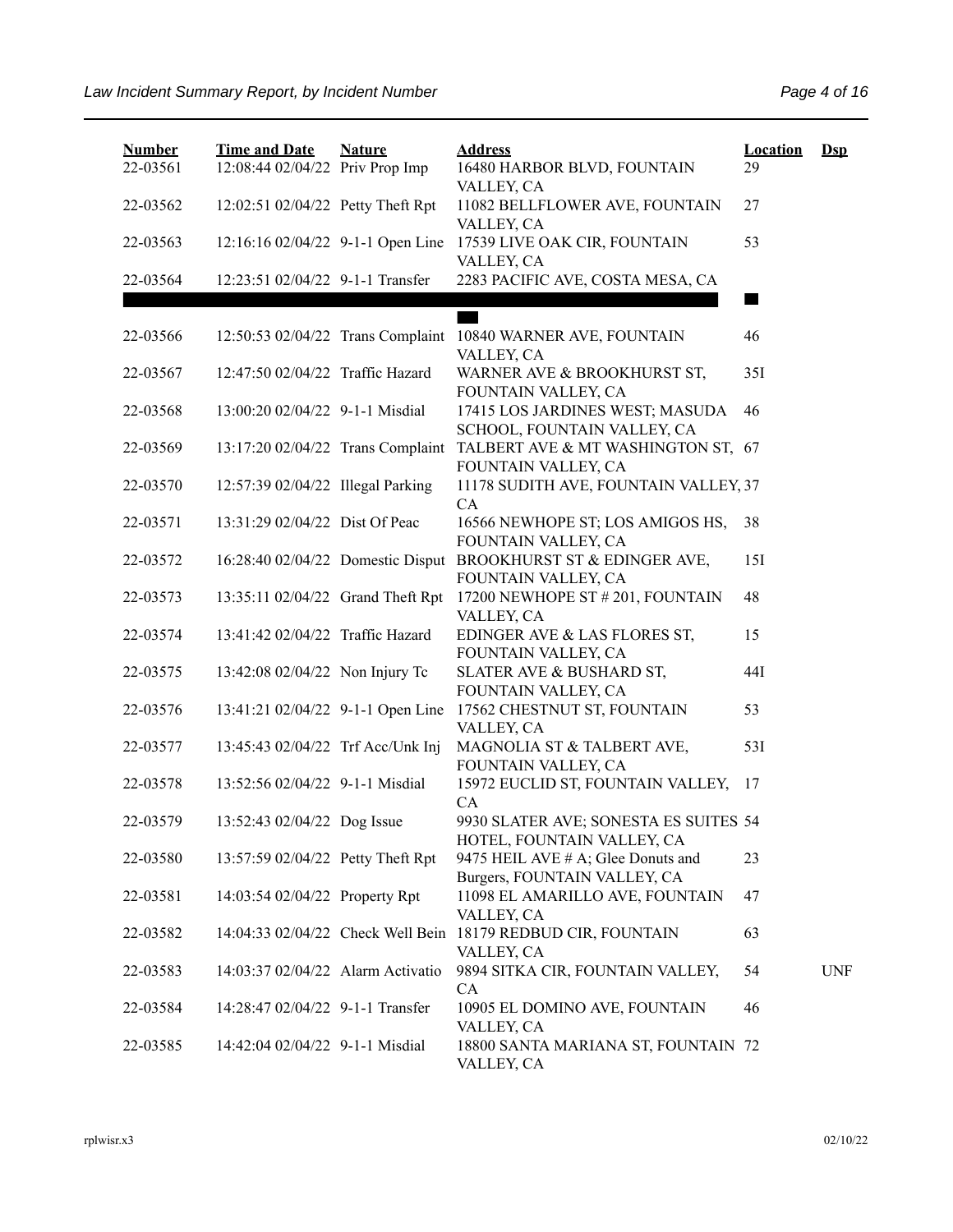| Number | Time and Date | Nature | Address | Location | Dsp |
|---|---|---|---|---|---|
| 22-03561 | 12:08:44 02/04/22 | Priv Prop Imp | 16480 HARBOR BLVD, FOUNTAIN VALLEY, CA | 29 | |
| 22-03562 | 12:02:51 02/04/22 | Petty Theft Rpt | 11082 BELLFLOWER AVE, FOUNTAIN VALLEY, CA | 27 | |
| 22-03563 | 12:16:16 02/04/22 | 9-1-1 Open Line | 17539 LIVE OAK CIR, FOUNTAIN VALLEY, CA | 53 | |
| 22-03564 | 12:23:51 02/04/22 | 9-1-1 Transfer | 2283 PACIFIC AVE, COSTA MESA, CA | | |
| | | | | | |
| 22-03566 | 12:50:53 02/04/22 | Trans Complaint | 10840 WARNER AVE, FOUNTAIN VALLEY, CA | 46 | |
| 22-03567 | 12:47:50 02/04/22 | Traffic Hazard | WARNER AVE & BROOKHURST ST, FOUNTAIN VALLEY, CA | 35I | |
| 22-03568 | 13:00:20 02/04/22 | 9-1-1 Misdial | 17415 LOS JARDINES WEST; MASUDA SCHOOL, FOUNTAIN VALLEY, CA | 46 | |
| 22-03569 | 13:17:20 02/04/22 | Trans Complaint | TALBERT AVE & MT WASHINGTON ST, FOUNTAIN VALLEY, CA | 67 | |
| 22-03570 | 12:57:39 02/04/22 | Illegal Parking | 11178 SUDITH AVE, FOUNTAIN VALLEY, CA | 37 | |
| 22-03571 | 13:31:29 02/04/22 | Dist Of Peac | 16566 NEWHOPE ST; LOS AMIGOS HS, FOUNTAIN VALLEY, CA | 38 | |
| 22-03572 | 16:28:40 02/04/22 | Domestic Disput | BROOKHURST ST & EDINGER AVE, FOUNTAIN VALLEY, CA | 15I | |
| 22-03573 | 13:35:11 02/04/22 | Grand Theft Rpt | 17200 NEWHOPE ST # 201, FOUNTAIN VALLEY, CA | 48 | |
| 22-03574 | 13:41:42 02/04/22 | Traffic Hazard | EDINGER AVE & LAS FLORES ST, FOUNTAIN VALLEY, CA | 15 | |
| 22-03575 | 13:42:08 02/04/22 | Non Injury Tc | SLATER AVE & BUSHARD ST, FOUNTAIN VALLEY, CA | 44I | |
| 22-03576 | 13:41:21 02/04/22 | 9-1-1 Open Line | 17562 CHESTNUT ST, FOUNTAIN VALLEY, CA | 53 | |
| 22-03577 | 13:45:43 02/04/22 | Trf Acc/Unk Inj | MAGNOLIA ST & TALBERT AVE, FOUNTAIN VALLEY, CA | 53I | |
| 22-03578 | 13:52:56 02/04/22 | 9-1-1 Misdial | 15972 EUCLID ST, FOUNTAIN VALLEY, CA | 17 | |
| 22-03579 | 13:52:43 02/04/22 | Dog Issue | 9930 SLATER AVE; SONESTA ES SUITES HOTEL, FOUNTAIN VALLEY, CA | 54 | |
| 22-03580 | 13:57:59 02/04/22 | Petty Theft Rpt | 9475 HEIL AVE # A; Glee Donuts and Burgers, FOUNTAIN VALLEY, CA | 23 | |
| 22-03581 | 14:03:54 02/04/22 | Property Rpt | 11098 EL AMARILLO AVE, FOUNTAIN VALLEY, CA | 47 | |
| 22-03582 | 14:04:33 02/04/22 | Check Well Bein | 18179 REDBUD CIR, FOUNTAIN VALLEY, CA | 63 | |
| 22-03583 | 14:03:37 02/04/22 | Alarm Activatio | 9894 SITKA CIR, FOUNTAIN VALLEY, CA | 54 | UNF |
| 22-03584 | 14:28:47 02/04/22 | 9-1-1 Transfer | 10905 EL DOMINO AVE, FOUNTAIN VALLEY, CA | 46 | |
| 22-03585 | 14:42:04 02/04/22 | 9-1-1 Misdial | 18800 SANTA MARIANA ST, FOUNTAIN VALLEY, CA | 72 | |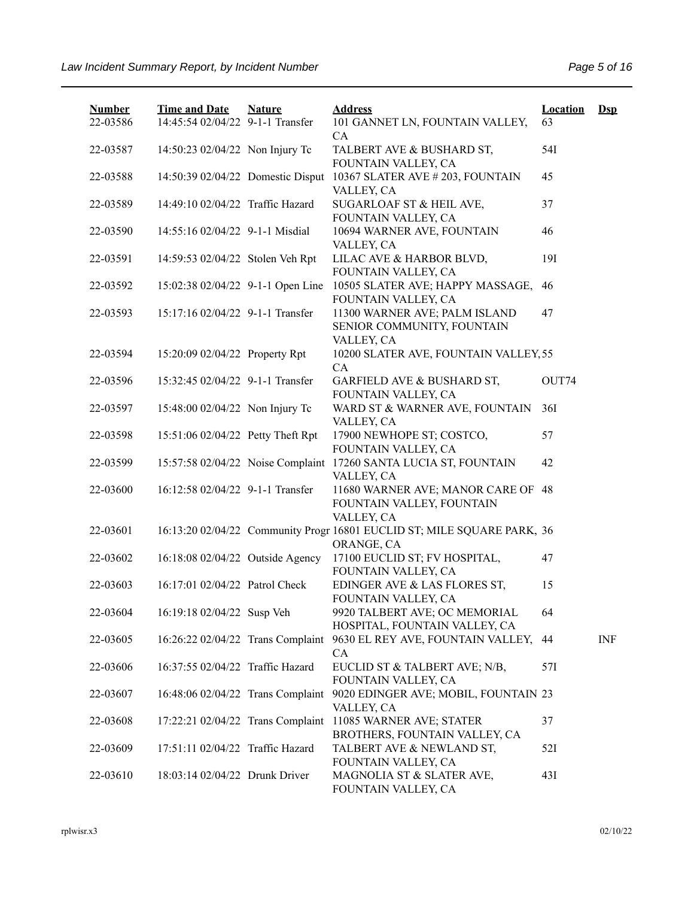| Number | Time and Date | Nature | Address | Location | Dsp |
|---|---|---|---|---|---|
| 22-03586 | 14:45:54 02/04/22 | 9-1-1 Transfer | 101 GANNET LN, FOUNTAIN VALLEY, CA | 63 | |
| 22-03587 | 14:50:23 02/04/22 | Non Injury Tc | TALBERT AVE & BUSHARD ST, FOUNTAIN VALLEY, CA | 54I | |
| 22-03588 | 14:50:39 02/04/22 | Domestic Disput | 10367 SLATER AVE # 203, FOUNTAIN VALLEY, CA | 45 | |
| 22-03589 | 14:49:10 02/04/22 | Traffic Hazard | SUGARLOAF ST & HEIL AVE, FOUNTAIN VALLEY, CA | 37 | |
| 22-03590 | 14:55:16 02/04/22 | 9-1-1 Misdial | 10694 WARNER AVE, FOUNTAIN VALLEY, CA | 46 | |
| 22-03591 | 14:59:53 02/04/22 | Stolen Veh Rpt | LILAC AVE & HARBOR BLVD, FOUNTAIN VALLEY, CA | 19I | |
| 22-03592 | 15:02:38 02/04/22 | 9-1-1 Open Line | 10505 SLATER AVE; HAPPY MASSAGE, FOUNTAIN VALLEY, CA | 46 | |
| 22-03593 | 15:17:16 02/04/22 | 9-1-1 Transfer | 11300 WARNER AVE; PALM ISLAND SENIOR COMMUNITY, FOUNTAIN VALLEY, CA | 47 | |
| 22-03594 | 15:20:09 02/04/22 | Property Rpt | 10200 SLATER AVE, FOUNTAIN VALLEY, CA | 55 | |
| 22-03596 | 15:32:45 02/04/22 | 9-1-1 Transfer | GARFIELD AVE & BUSHARD ST, FOUNTAIN VALLEY, CA | OUT74 | |
| 22-03597 | 15:48:00 02/04/22 | Non Injury Tc | WARD ST & WARNER AVE, FOUNTAIN VALLEY, CA | 36I | |
| 22-03598 | 15:51:06 02/04/22 | Petty Theft Rpt | 17900 NEWHOPE ST; COSTCO, FOUNTAIN VALLEY, CA | 57 | |
| 22-03599 | 15:57:58 02/04/22 | Noise Complaint | 17260 SANTA LUCIA ST, FOUNTAIN VALLEY, CA | 42 | |
| 22-03600 | 16:12:58 02/04/22 | 9-1-1 Transfer | 11680 WARNER AVE; MANOR CARE OF FOUNTAIN VALLEY, FOUNTAIN VALLEY, CA | 48 | |
| 22-03601 | 16:13:20 02/04/22 | Community Progr | 16801 EUCLID ST; MILE SQUARE PARK, ORANGE, CA | 36 | |
| 22-03602 | 16:18:08 02/04/22 | Outside Agency | 17100 EUCLID ST; FV HOSPITAL, FOUNTAIN VALLEY, CA | 47 | |
| 22-03603 | 16:17:01 02/04/22 | Patrol Check | EDINGER AVE & LAS FLORES ST, FOUNTAIN VALLEY, CA | 15 | |
| 22-03604 | 16:19:18 02/04/22 | Susp Veh | 9920 TALBERT AVE; OC MEMORIAL HOSPITAL, FOUNTAIN VALLEY, CA | 64 | |
| 22-03605 | 16:26:22 02/04/22 | Trans Complaint | 9630 EL REY AVE, FOUNTAIN VALLEY, CA | 44 | INF |
| 22-03606 | 16:37:55 02/04/22 | Traffic Hazard | EUCLID ST & TALBERT AVE; N/B, FOUNTAIN VALLEY, CA | 57I | |
| 22-03607 | 16:48:06 02/04/22 | Trans Complaint | 9020 EDINGER AVE; MOBIL, FOUNTAIN VALLEY, CA | 23 | |
| 22-03608 | 17:22:21 02/04/22 | Trans Complaint | 11085 WARNER AVE; STATER BROTHERS, FOUNTAIN VALLEY, CA | 37 | |
| 22-03609 | 17:51:11 02/04/22 | Traffic Hazard | TALBERT AVE & NEWLAND ST, FOUNTAIN VALLEY, CA | 52I | |
| 22-03610 | 18:03:14 02/04/22 | Drunk Driver | MAGNOLIA ST & SLATER AVE, FOUNTAIN VALLEY, CA | 43I | |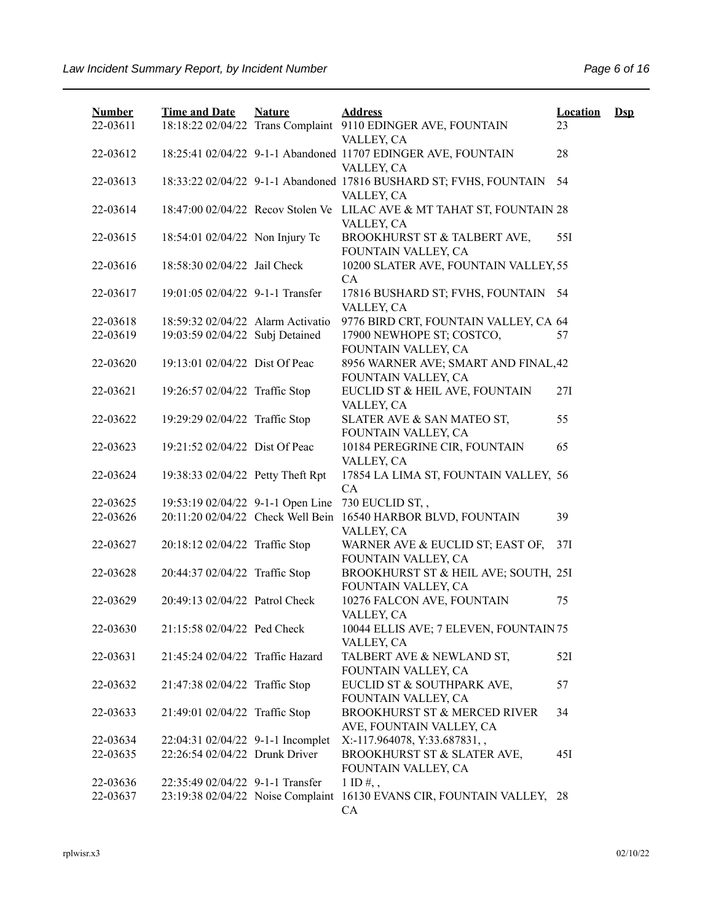| Number | Time and Date | Nature | Address | Location | Dsp |
|---|---|---|---|---|---|
| 22-03611 | 18:18:22 02/04/22 | Trans Complaint | 9110 EDINGER AVE, FOUNTAIN VALLEY, CA | 23 | |
| 22-03612 | 18:25:41 02/04/22 | 9-1-1 Abandoned | 11707 EDINGER AVE, FOUNTAIN VALLEY, CA | 28 | |
| 22-03613 | 18:33:22 02/04/22 | 9-1-1 Abandoned | 17816 BUSHARD ST; FVHS, FOUNTAIN VALLEY, CA | 54 | |
| 22-03614 | 18:47:00 02/04/22 | Recov Stolen Ve | LILAC AVE & MT TAHAT ST, FOUNTAIN VALLEY, CA | 28 | |
| 22-03615 | 18:54:01 02/04/22 | Non Injury Tc | BROOKHURST ST & TALBERT AVE, FOUNTAIN VALLEY, CA | 55I | |
| 22-03616 | 18:58:30 02/04/22 | Jail Check | 10200 SLATER AVE, FOUNTAIN VALLEY, CA | 55 | |
| 22-03617 | 19:01:05 02/04/22 | 9-1-1 Transfer | 17816 BUSHARD ST; FVHS, FOUNTAIN VALLEY, CA | 54 | |
| 22-03618 | 18:59:32 02/04/22 | Alarm Activatio | 9776 BIRD CRT, FOUNTAIN VALLEY, CA | 64 | |
| 22-03619 | 19:03:59 02/04/22 | Subj Detained | 17900 NEWHOPE ST; COSTCO, FOUNTAIN VALLEY, CA | 57 | |
| 22-03620 | 19:13:01 02/04/22 | Dist Of Peac | 8956 WARNER AVE; SMART AND FINAL, FOUNTAIN VALLEY, CA | 42 | |
| 22-03621 | 19:26:57 02/04/22 | Traffic Stop | EUCLID ST & HEIL AVE, FOUNTAIN VALLEY, CA | 27I | |
| 22-03622 | 19:29:29 02/04/22 | Traffic Stop | SLATER AVE & SAN MATEO ST, FOUNTAIN VALLEY, CA | 55 | |
| 22-03623 | 19:21:52 02/04/22 | Dist Of Peac | 10184 PEREGRINE CIR, FOUNTAIN VALLEY, CA | 65 | |
| 22-03624 | 19:38:33 02/04/22 | Petty Theft Rpt | 17854 LA LIMA ST, FOUNTAIN VALLEY, CA | 56 | |
| 22-03625 | 19:53:19 02/04/22 | 9-1-1 Open Line | 730 EUCLID ST, , | | |
| 22-03626 | 20:11:20 02/04/22 | Check Well Bein | 16540 HARBOR BLVD, FOUNTAIN VALLEY, CA | 39 | |
| 22-03627 | 20:18:12 02/04/22 | Traffic Stop | WARNER AVE & EUCLID ST; EAST OF, FOUNTAIN VALLEY, CA | 37I | |
| 22-03628 | 20:44:37 02/04/22 | Traffic Stop | BROOKHURST ST & HEIL AVE; SOUTH, FOUNTAIN VALLEY, CA | 25I | |
| 22-03629 | 20:49:13 02/04/22 | Patrol Check | 10276 FALCON AVE, FOUNTAIN VALLEY, CA | 75 | |
| 22-03630 | 21:15:58 02/04/22 | Ped Check | 10044 ELLIS AVE; 7 ELEVEN, FOUNTAIN VALLEY, CA | 75 | |
| 22-03631 | 21:45:24 02/04/22 | Traffic Hazard | TALBERT AVE & NEWLAND ST, FOUNTAIN VALLEY, CA | 52I | |
| 22-03632 | 21:47:38 02/04/22 | Traffic Stop | EUCLID ST & SOUTHPARK AVE, FOUNTAIN VALLEY, CA | 57 | |
| 22-03633 | 21:49:01 02/04/22 | Traffic Stop | BROOKHURST ST & MERCED RIVER AVE, FOUNTAIN VALLEY, CA | 34 | |
| 22-03634 | 22:04:31 02/04/22 | 9-1-1 Incomplet | X:-117.964078, Y:33.687831, , | | |
| 22-03635 | 22:26:54 02/04/22 | Drunk Driver | BROOKHURST ST & SLATER AVE, FOUNTAIN VALLEY, CA | 45I | |
| 22-03636 | 22:35:49 02/04/22 | 9-1-1 Transfer | 1 ID #, , | | |
| 22-03637 | 23:19:38 02/04/22 | Noise Complaint | 16130 EVANS CIR, FOUNTAIN VALLEY, CA | 28 | |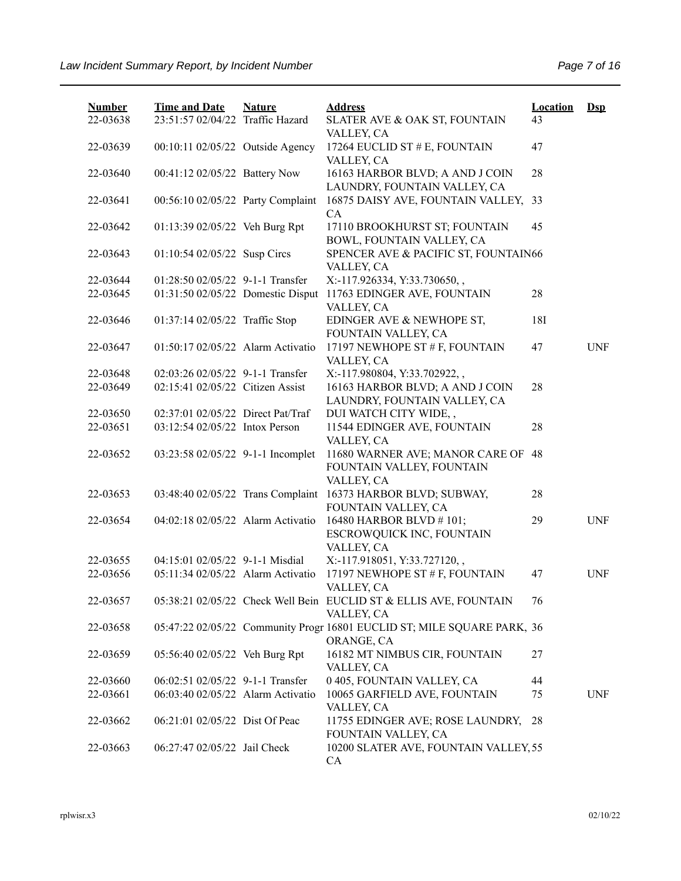| Number | Time and Date | Nature | Address | Location | Dsp |
|---|---|---|---|---|---|
| 22-03638 | 23:51:57 02/04/22 | Traffic Hazard | SLATER AVE & OAK ST, FOUNTAIN VALLEY, CA | 43 | |
| 22-03639 | 00:10:11 02/05/22 | Outside Agency | 17264 EUCLID ST # E, FOUNTAIN VALLEY, CA | 47 | |
| 22-03640 | 00:41:12 02/05/22 | Battery Now | 16163 HARBOR BLVD; A AND J COIN LAUNDRY, FOUNTAIN VALLEY, CA | 28 | |
| 22-03641 | 00:56:10 02/05/22 | Party Complaint | 16875 DAISY AVE, FOUNTAIN VALLEY, CA | 33 | |
| 22-03642 | 01:13:39 02/05/22 | Veh Burg Rpt | 17110 BROOKHURST ST; FOUNTAIN BOWL, FOUNTAIN VALLEY, CA | 45 | |
| 22-03643 | 01:10:54 02/05/22 | Susp Circs | SPENCER AVE & PACIFIC ST, FOUNTAIN VALLEY, CA | 66 | |
| 22-03644 | 01:28:50 02/05/22 | 9-1-1 Transfer | X:-117.926334, Y:33.730650, , | | |
| 22-03645 | 01:31:50 02/05/22 | Domestic Disput | 11763 EDINGER AVE, FOUNTAIN VALLEY, CA | 28 | |
| 22-03646 | 01:37:14 02/05/22 | Traffic Stop | EDINGER AVE & NEWHOPE ST, FOUNTAIN VALLEY, CA | 18I | |
| 22-03647 | 01:50:17 02/05/22 | Alarm Activatio | 17197 NEWHOPE ST # F, FOUNTAIN VALLEY, CA | 47 | UNF |
| 22-03648 | 02:03:26 02/05/22 | 9-1-1 Transfer | X:-117.980804, Y:33.702922, , | | |
| 22-03649 | 02:15:41 02/05/22 | Citizen Assist | 16163 HARBOR BLVD; A AND J COIN LAUNDRY, FOUNTAIN VALLEY, CA | 28 | |
| 22-03650 | 02:37:01 02/05/22 | Direct Pat/Traf | DUI WATCH CITY WIDE, , | | |
| 22-03651 | 03:12:54 02/05/22 | Intox Person | 11544 EDINGER AVE, FOUNTAIN VALLEY, CA | 28 | |
| 22-03652 | 03:23:58 02/05/22 | 9-1-1 Incomplet | 11680 WARNER AVE; MANOR CARE OF FOUNTAIN VALLEY, FOUNTAIN VALLEY, CA | 48 | |
| 22-03653 | 03:48:40 02/05/22 | Trans Complaint | 16373 HARBOR BLVD; SUBWAY, FOUNTAIN VALLEY, CA | 28 | |
| 22-03654 | 04:02:18 02/05/22 | Alarm Activatio | 16480 HARBOR BLVD # 101; ESCROWQUICK INC, FOUNTAIN VALLEY, CA | 29 | UNF |
| 22-03655 | 04:15:01 02/05/22 | 9-1-1 Misdial | X:-117.918051, Y:33.727120, , | | |
| 22-03656 | 05:11:34 02/05/22 | Alarm Activatio | 17197 NEWHOPE ST # F, FOUNTAIN VALLEY, CA | 47 | UNF |
| 22-03657 | 05:38:21 02/05/22 | Check Well Bein | EUCLID ST & ELLIS AVE, FOUNTAIN VALLEY, CA | 76 | |
| 22-03658 | 05:47:22 02/05/22 | Community Progr | 16801 EUCLID ST; MILE SQUARE PARK, ORANGE, CA | 36 | |
| 22-03659 | 05:56:40 02/05/22 | Veh Burg Rpt | 16182 MT NIMBUS CIR, FOUNTAIN VALLEY, CA | 27 | |
| 22-03660 | 06:02:51 02/05/22 | 9-1-1 Transfer | 0 405, FOUNTAIN VALLEY, CA | 44 | |
| 22-03661 | 06:03:40 02/05/22 | Alarm Activatio | 10065 GARFIELD AVE, FOUNTAIN VALLEY, CA | 75 | UNF |
| 22-03662 | 06:21:01 02/05/22 | Dist Of Peac | 11755 EDINGER AVE; ROSE LAUNDRY, FOUNTAIN VALLEY, CA | 28 | |
| 22-03663 | 06:27:47 02/05/22 | Jail Check | 10200 SLATER AVE, FOUNTAIN VALLEY, CA | 55 | |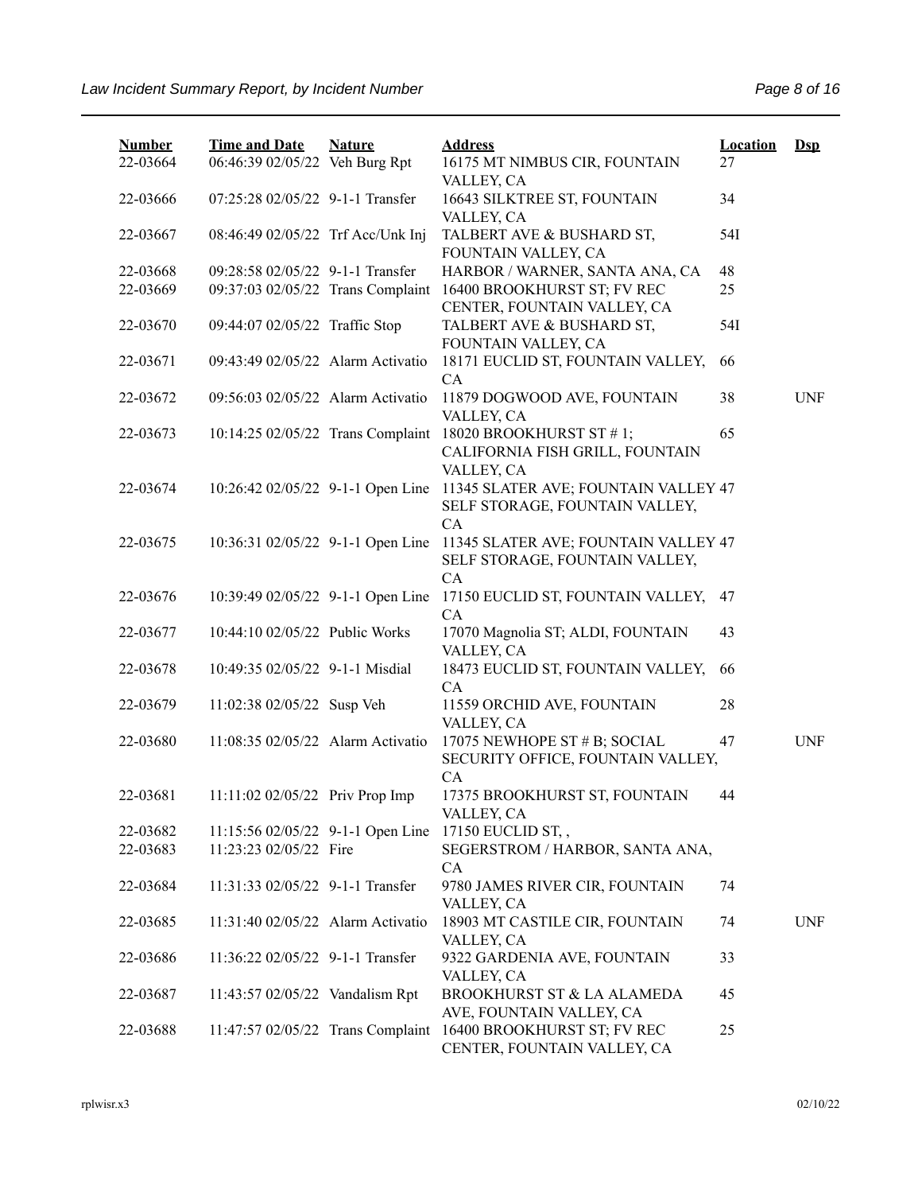| Number | Time and Date | Nature | Address | Location | Dsp |
|---|---|---|---|---|---|
| 22-03664 | 06:46:39 02/05/22 | Veh Burg Rpt | 16175 MT NIMBUS CIR, FOUNTAIN VALLEY, CA | 27 | |
| 22-03666 | 07:25:28 02/05/22 | 9-1-1 Transfer | 16643 SILKTREE ST, FOUNTAIN VALLEY, CA | 34 | |
| 22-03667 | 08:46:49 02/05/22 | Trf Acc/Unk Inj | TALBERT AVE & BUSHARD ST, FOUNTAIN VALLEY, CA | 54I | |
| 22-03668 | 09:28:58 02/05/22 | 9-1-1 Transfer | HARBOR / WARNER, SANTA ANA, CA | 48 | |
| 22-03669 | 09:37:03 02/05/22 | Trans Complaint | 16400 BROOKHURST ST; FV REC CENTER, FOUNTAIN VALLEY, CA | 25 | |
| 22-03670 | 09:44:07 02/05/22 | Traffic Stop | TALBERT AVE & BUSHARD ST, FOUNTAIN VALLEY, CA | 54I | |
| 22-03671 | 09:43:49 02/05/22 | Alarm Activatio | 18171 EUCLID ST, FOUNTAIN VALLEY, CA | 66 | |
| 22-03672 | 09:56:03 02/05/22 | Alarm Activatio | 11879 DOGWOOD AVE, FOUNTAIN VALLEY, CA | 38 | UNF |
| 22-03673 | 10:14:25 02/05/22 | Trans Complaint | 18020 BROOKHURST ST # 1; CALIFORNIA FISH GRILL, FOUNTAIN VALLEY, CA | 65 | |
| 22-03674 | 10:26:42 02/05/22 | 9-1-1 Open Line | 11345 SLATER AVE; FOUNTAIN VALLEY SELF STORAGE, FOUNTAIN VALLEY, CA | 47 | |
| 22-03675 | 10:36:31 02/05/22 | 9-1-1 Open Line | 11345 SLATER AVE; FOUNTAIN VALLEY SELF STORAGE, FOUNTAIN VALLEY, CA | 47 | |
| 22-03676 | 10:39:49 02/05/22 | 9-1-1 Open Line | 17150 EUCLID ST, FOUNTAIN VALLEY, CA | 47 | |
| 22-03677 | 10:44:10 02/05/22 | Public Works | 17070 Magnolia ST; ALDI, FOUNTAIN VALLEY, CA | 43 | |
| 22-03678 | 10:49:35 02/05/22 | 9-1-1 Misdial | 18473 EUCLID ST, FOUNTAIN VALLEY, CA | 66 | |
| 22-03679 | 11:02:38 02/05/22 | Susp Veh | 11559 ORCHID AVE, FOUNTAIN VALLEY, CA | 28 | |
| 22-03680 | 11:08:35 02/05/22 | Alarm Activatio | 17075 NEWHOPE ST # B; SOCIAL SECURITY OFFICE, FOUNTAIN VALLEY, CA | 47 | UNF |
| 22-03681 | 11:11:02 02/05/22 | Priv Prop Imp | 17375 BROOKHURST ST, FOUNTAIN VALLEY, CA | 44 | |
| 22-03682 | 11:15:56 02/05/22 | 9-1-1 Open Line | 17150 EUCLID ST, , | | |
| 22-03683 | 11:23:23 02/05/22 | Fire | SEGERSTROM / HARBOR, SANTA ANA, CA | | |
| 22-03684 | 11:31:33 02/05/22 | 9-1-1 Transfer | 9780 JAMES RIVER CIR, FOUNTAIN VALLEY, CA | 74 | |
| 22-03685 | 11:31:40 02/05/22 | Alarm Activatio | 18903 MT CASTILE CIR, FOUNTAIN VALLEY, CA | 74 | UNF |
| 22-03686 | 11:36:22 02/05/22 | 9-1-1 Transfer | 9322 GARDENIA AVE, FOUNTAIN VALLEY, CA | 33 | |
| 22-03687 | 11:43:57 02/05/22 | Vandalism Rpt | BROOKHURST ST & LA ALAMEDA AVE, FOUNTAIN VALLEY, CA | 45 | |
| 22-03688 | 11:47:57 02/05/22 | Trans Complaint | 16400 BROOKHURST ST; FV REC CENTER, FOUNTAIN VALLEY, CA | 25 | |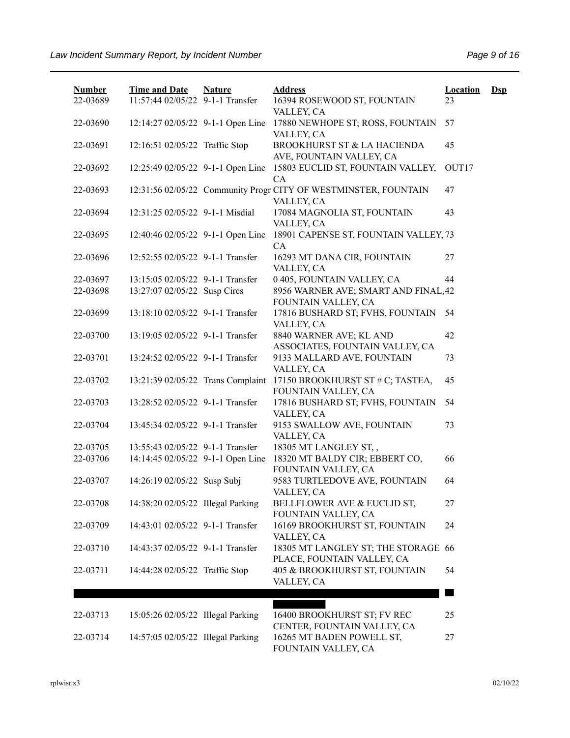| Number | Time and Date | Nature | Address | Location | Dsp |
|---|---|---|---|---|---|
| 22-03689 | 11:57:44 02/05/22 | 9-1-1 Transfer | 16394 ROSEWOOD ST, FOUNTAIN VALLEY, CA | 23 | |
| 22-03690 | 12:14:27 02/05/22 | 9-1-1 Open Line | 17880 NEWHOPE ST; ROSS, FOUNTAIN VALLEY, CA | 57 | |
| 22-03691 | 12:16:51 02/05/22 | Traffic Stop | BROOKHURST ST & LA HACIENDA AVE, FOUNTAIN VALLEY, CA | 45 | |
| 22-03692 | 12:25:49 02/05/22 | 9-1-1 Open Line | 15803 EUCLID ST, FOUNTAIN VALLEY, CA | OUT17 | |
| 22-03693 | 12:31:56 02/05/22 | Community Progr | CITY OF WESTMINSTER, FOUNTAIN VALLEY, CA | 47 | |
| 22-03694 | 12:31:25 02/05/22 | 9-1-1 Misdial | 17084 MAGNOLIA ST, FOUNTAIN VALLEY, CA | 43 | |
| 22-03695 | 12:40:46 02/05/22 | 9-1-1 Open Line | 18901 CAPENSE ST, FOUNTAIN VALLEY, CA | 73 | |
| 22-03696 | 12:52:55 02/05/22 | 9-1-1 Transfer | 16293 MT DANA CIR, FOUNTAIN VALLEY, CA | 27 | |
| 22-03697 | 13:15:05 02/05/22 | 9-1-1 Transfer | 0 405, FOUNTAIN VALLEY, CA | 44 | |
| 22-03698 | 13:27:07 02/05/22 | Susp Circs | 8956 WARNER AVE; SMART AND FINAL, FOUNTAIN VALLEY, CA | 42 | |
| 22-03699 | 13:18:10 02/05/22 | 9-1-1 Transfer | 17816 BUSHARD ST; FVHS, FOUNTAIN VALLEY, CA | 54 | |
| 22-03700 | 13:19:05 02/05/22 | 9-1-1 Transfer | 8840 WARNER AVE; KL AND ASSOCIATES, FOUNTAIN VALLEY, CA | 42 | |
| 22-03701 | 13:24:52 02/05/22 | 9-1-1 Transfer | 9133 MALLARD AVE, FOUNTAIN VALLEY, CA | 73 | |
| 22-03702 | 13:21:39 02/05/22 | Trans Complaint | 17150 BROOKHURST ST # C; TASTEA, FOUNTAIN VALLEY, CA | 45 | |
| 22-03703 | 13:28:52 02/05/22 | 9-1-1 Transfer | 17816 BUSHARD ST; FVHS, FOUNTAIN VALLEY, CA | 54 | |
| 22-03704 | 13:45:34 02/05/22 | 9-1-1 Transfer | 9153 SWALLOW AVE, FOUNTAIN VALLEY, CA | 73 | |
| 22-03705 | 13:55:43 02/05/22 | 9-1-1 Transfer | 18305 MT LANGLEY ST, , | | |
| 22-03706 | 14:14:45 02/05/22 | 9-1-1 Open Line | 18320 MT BALDY CIR; EBBERT CO, FOUNTAIN VALLEY, CA | 66 | |
| 22-03707 | 14:26:19 02/05/22 | Susp Subj | 9583 TURTLEDOVE AVE, FOUNTAIN VALLEY, CA | 64 | |
| 22-03708 | 14:38:20 02/05/22 | Illegal Parking | BELLFLOWER AVE & EUCLID ST, FOUNTAIN VALLEY, CA | 27 | |
| 22-03709 | 14:43:01 02/05/22 | 9-1-1 Transfer | 16169 BROOKHURST ST, FOUNTAIN VALLEY, CA | 24 | |
| 22-03710 | 14:43:37 02/05/22 | 9-1-1 Transfer | 18305 MT LANGLEY ST; THE STORAGE PLACE, FOUNTAIN VALLEY, CA | 66 | |
| 22-03711 | 14:44:28 02/05/22 | Traffic Stop | 405 & BROOKHURST ST, FOUNTAIN VALLEY, CA | 54 | |
| 22-03713 | 15:05:26 02/05/22 | Illegal Parking | 16400 BROOKHURST ST; FV REC CENTER, FOUNTAIN VALLEY, CA | 25 | |
| 22-03714 | 14:57:05 02/05/22 | Illegal Parking | 16265 MT BADEN POWELL ST, FOUNTAIN VALLEY, CA | 27 | |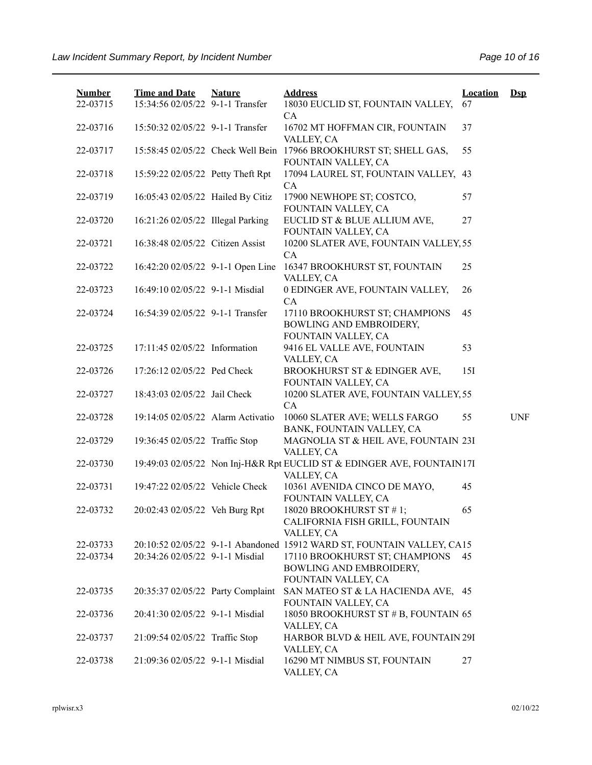| Number | Time and Date | Nature | Address | Location | Dsp |
|---|---|---|---|---|---|
| 22-03715 | 15:34:56 02/05/22 | 9-1-1 Transfer | 18030 EUCLID ST, FOUNTAIN VALLEY, CA | 67 | |
| 22-03716 | 15:50:32 02/05/22 | 9-1-1 Transfer | 16702 MT HOFFMAN CIR, FOUNTAIN VALLEY, CA | 37 | |
| 22-03717 | 15:58:45 02/05/22 | Check Well Bein | 17966 BROOKHURST ST; SHELL GAS, FOUNTAIN VALLEY, CA | 55 | |
| 22-03718 | 15:59:22 02/05/22 | Petty Theft Rpt | 17094 LAUREL ST, FOUNTAIN VALLEY, CA | 43 | |
| 22-03719 | 16:05:43 02/05/22 | Hailed By Citiz | 17900 NEWHOPE ST; COSTCO, FOUNTAIN VALLEY, CA | 57 | |
| 22-03720 | 16:21:26 02/05/22 | Illegal Parking | EUCLID ST & BLUE ALLIUM AVE, FOUNTAIN VALLEY, CA | 27 | |
| 22-03721 | 16:38:48 02/05/22 | Citizen Assist | 10200 SLATER AVE, FOUNTAIN VALLEY, CA | 55 | |
| 22-03722 | 16:42:20 02/05/22 | 9-1-1 Open Line | 16347 BROOKHURST ST, FOUNTAIN VALLEY, CA | 25 | |
| 22-03723 | 16:49:10 02/05/22 | 9-1-1 Misdial | 0 EDINGER AVE, FOUNTAIN VALLEY, CA | 26 | |
| 22-03724 | 16:54:39 02/05/22 | 9-1-1 Transfer | 17110 BROOKHURST ST; CHAMPIONS BOWLING AND EMBROIDERY, FOUNTAIN VALLEY, CA | 45 | |
| 22-03725 | 17:11:45 02/05/22 | Information | 9416 EL VALLE AVE, FOUNTAIN VALLEY, CA | 53 | |
| 22-03726 | 17:26:12 02/05/22 | Ped Check | BROOKHURST ST & EDINGER AVE, FOUNTAIN VALLEY, CA | 15I | |
| 22-03727 | 18:43:03 02/05/22 | Jail Check | 10200 SLATER AVE, FOUNTAIN VALLEY, CA | 55 | |
| 22-03728 | 19:14:05 02/05/22 | Alarm Activatio | 10060 SLATER AVE; WELLS FARGO BANK, FOUNTAIN VALLEY, CA | 55 | UNF |
| 22-03729 | 19:36:45 02/05/22 | Traffic Stop | MAGNOLIA ST & HEIL AVE, FOUNTAIN VALLEY, CA | 23I | |
| 22-03730 | 19:49:03 02/05/22 | Non Inj-H&R Rpt | EUCLID ST & EDINGER AVE, FOUNTAIN VALLEY, CA | 17I | |
| 22-03731 | 19:47:22 02/05/22 | Vehicle Check | 10361 AVENIDA CINCO DE MAYO, FOUNTAIN VALLEY, CA | 45 | |
| 22-03732 | 20:02:43 02/05/22 | Veh Burg Rpt | 18020 BROOKHURST ST # 1; CALIFORNIA FISH GRILL, FOUNTAIN VALLEY, CA | 65 | |
| 22-03733 | 20:10:52 02/05/22 | 9-1-1 Abandoned | 15912 WARD ST, FOUNTAIN VALLEY, CA | 15 | |
| 22-03734 | 20:34:26 02/05/22 | 9-1-1 Misdial | 17110 BROOKHURST ST; CHAMPIONS BOWLING AND EMBROIDERY, FOUNTAIN VALLEY, CA | 45 | |
| 22-03735 | 20:35:37 02/05/22 | Party Complaint | SAN MATEO ST & LA HACIENDA AVE, FOUNTAIN VALLEY, CA | 45 | |
| 22-03736 | 20:41:30 02/05/22 | 9-1-1 Misdial | 18050 BROOKHURST ST # B, FOUNTAIN VALLEY, CA | 65 | |
| 22-03737 | 21:09:54 02/05/22 | Traffic Stop | HARBOR BLVD & HEIL AVE, FOUNTAIN VALLEY, CA | 29I | |
| 22-03738 | 21:09:36 02/05/22 | 9-1-1 Misdial | 16290 MT NIMBUS ST, FOUNTAIN VALLEY, CA | 27 | |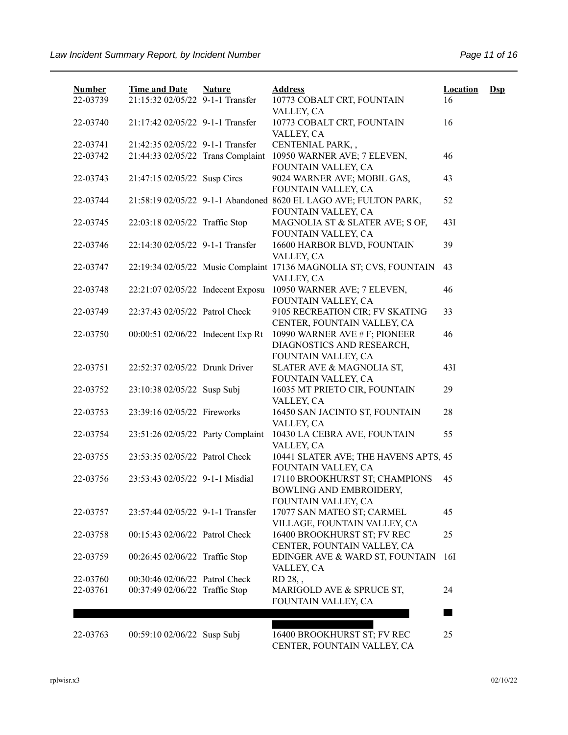| Number | Time and Date | Nature | Address | Location | Dsp |
|---|---|---|---|---|---|
| 22-03739 | 21:15:32 02/05/22 | 9-1-1 Transfer | 10773 COBALT CRT, FOUNTAIN VALLEY, CA | 16 | |
| 22-03740 | 21:17:42 02/05/22 | 9-1-1 Transfer | 10773 COBALT CRT, FOUNTAIN VALLEY, CA | 16 | |
| 22-03741 | 21:42:35 02/05/22 | 9-1-1 Transfer | CENTENIAL PARK, , | | |
| 22-03742 | 21:44:33 02/05/22 | Trans Complaint | 10950 WARNER AVE; 7 ELEVEN, FOUNTAIN VALLEY, CA | 46 | |
| 22-03743 | 21:47:15 02/05/22 | Susp Circs | 9024 WARNER AVE; MOBIL GAS, FOUNTAIN VALLEY, CA | 43 | |
| 22-03744 | 21:58:19 02/05/22 | 9-1-1 Abandoned | 8620 EL LAGO AVE; FULTON PARK, FOUNTAIN VALLEY, CA | 52 | |
| 22-03745 | 22:03:18 02/05/22 | Traffic Stop | MAGNOLIA ST & SLATER AVE; S OF, FOUNTAIN VALLEY, CA | 43I | |
| 22-03746 | 22:14:30 02/05/22 | 9-1-1 Transfer | 16600 HARBOR BLVD, FOUNTAIN VALLEY, CA | 39 | |
| 22-03747 | 22:19:34 02/05/22 | Music Complaint | 17136 MAGNOLIA ST; CVS, FOUNTAIN VALLEY, CA | 43 | |
| 22-03748 | 22:21:07 02/05/22 | Indecent Exposu | 10950 WARNER AVE; 7 ELEVEN, FOUNTAIN VALLEY, CA | 46 | |
| 22-03749 | 22:37:43 02/05/22 | Patrol Check | 9105 RECREATION CIR; FV SKATING CENTER, FOUNTAIN VALLEY, CA | 33 | |
| 22-03750 | 00:00:51 02/06/22 | Indecent Exp Rt | 10990 WARNER AVE # F; PIONEER DIAGNOSTICS AND RESEARCH, FOUNTAIN VALLEY, CA | 46 | |
| 22-03751 | 22:52:37 02/05/22 | Drunk Driver | SLATER AVE & MAGNOLIA ST, FOUNTAIN VALLEY, CA | 43I | |
| 22-03752 | 23:10:38 02/05/22 | Susp Subj | 16035 MT PRIETO CIR, FOUNTAIN VALLEY, CA | 29 | |
| 22-03753 | 23:39:16 02/05/22 | Fireworks | 16450 SAN JACINTO ST, FOUNTAIN VALLEY, CA | 28 | |
| 22-03754 | 23:51:26 02/05/22 | Party Complaint | 10430 LA CEBRA AVE, FOUNTAIN VALLEY, CA | 55 | |
| 22-03755 | 23:53:35 02/05/22 | Patrol Check | 10441 SLATER AVE; THE HAVENS APTS, FOUNTAIN VALLEY, CA | 45 | |
| 22-03756 | 23:53:43 02/05/22 | 9-1-1 Misdial | 17110 BROOKHURST ST; CHAMPIONS BOWLING AND EMBROIDERY, FOUNTAIN VALLEY, CA | 45 | |
| 22-03757 | 23:57:44 02/05/22 | 9-1-1 Transfer | 17077 SAN MATEO ST; CARMEL VILLAGE, FOUNTAIN VALLEY, CA | 45 | |
| 22-03758 | 00:15:43 02/06/22 | Patrol Check | 16400 BROOKHURST ST; FV REC CENTER, FOUNTAIN VALLEY, CA | 25 | |
| 22-03759 | 00:26:45 02/06/22 | Traffic Stop | EDINGER AVE & WARD ST, FOUNTAIN VALLEY, CA | 16I | |
| 22-03760 | 00:30:46 02/06/22 | Patrol Check | RD 28, , | | |
| 22-03761 | 00:37:49 02/06/22 | Traffic Stop | MARIGOLD AVE & SPRUCE ST, FOUNTAIN VALLEY, CA | 24 | |
| 22-03763 | 00:59:10 02/06/22 | Susp Subj | 16400 BROOKHURST ST; FV REC CENTER, FOUNTAIN VALLEY, CA | 25 | |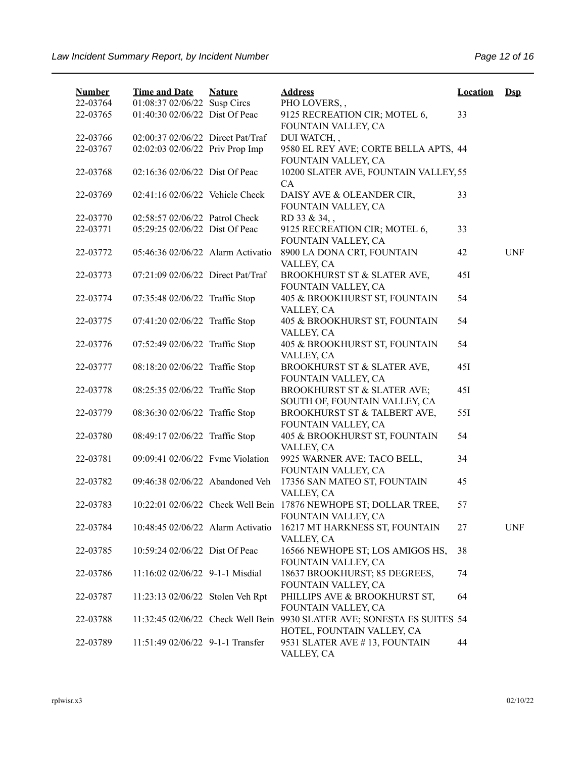| Number | Time and Date | Nature | Address | Location | Dsp |
|---|---|---|---|---|---|
| 22-03764 | 01:08:37 02/06/22 | Susp Circs | PHO LOVERS, , | | |
| 22-03765 | 01:40:30 02/06/22 | Dist Of Peac | 9125 RECREATION CIR; MOTEL 6, FOUNTAIN VALLEY, CA | 33 | |
| 22-03766 | 02:00:37 02/06/22 | Direct Pat/Traf | DUI WATCH, , | | |
| 22-03767 | 02:02:03 02/06/22 | Priv Prop Imp | 9580 EL REY AVE; CORTE BELLA APTS, FOUNTAIN VALLEY, CA | 44 | |
| 22-03768 | 02:16:36 02/06/22 | Dist Of Peac | 10200 SLATER AVE, FOUNTAIN VALLEY, CA | 55 | |
| 22-03769 | 02:41:16 02/06/22 | Vehicle Check | DAISY AVE & OLEANDER CIR, FOUNTAIN VALLEY, CA | 33 | |
| 22-03770 | 02:58:57 02/06/22 | Patrol Check | RD 33 & 34, , | | |
| 22-03771 | 05:29:25 02/06/22 | Dist Of Peac | 9125 RECREATION CIR; MOTEL 6, FOUNTAIN VALLEY, CA | 33 | |
| 22-03772 | 05:46:36 02/06/22 | Alarm Activatio | 8900 LA DONA CRT, FOUNTAIN VALLEY, CA | 42 | UNF |
| 22-03773 | 07:21:09 02/06/22 | Direct Pat/Traf | BROOKHURST ST & SLATER AVE, FOUNTAIN VALLEY, CA | 45I | |
| 22-03774 | 07:35:48 02/06/22 | Traffic Stop | 405 & BROOKHURST ST, FOUNTAIN VALLEY, CA | 54 | |
| 22-03775 | 07:41:20 02/06/22 | Traffic Stop | 405 & BROOKHURST ST, FOUNTAIN VALLEY, CA | 54 | |
| 22-03776 | 07:52:49 02/06/22 | Traffic Stop | 405 & BROOKHURST ST, FOUNTAIN VALLEY, CA | 54 | |
| 22-03777 | 08:18:20 02/06/22 | Traffic Stop | BROOKHURST ST & SLATER AVE, FOUNTAIN VALLEY, CA | 45I | |
| 22-03778 | 08:25:35 02/06/22 | Traffic Stop | BROOKHURST ST & SLATER AVE; SOUTH OF, FOUNTAIN VALLEY, CA | 45I | |
| 22-03779 | 08:36:30 02/06/22 | Traffic Stop | BROOKHURST ST & TALBERT AVE, FOUNTAIN VALLEY, CA | 55I | |
| 22-03780 | 08:49:17 02/06/22 | Traffic Stop | 405 & BROOKHURST ST, FOUNTAIN VALLEY, CA | 54 | |
| 22-03781 | 09:09:41 02/06/22 | Fvmc Violation | 9925 WARNER AVE; TACO BELL, FOUNTAIN VALLEY, CA | 34 | |
| 22-03782 | 09:46:38 02/06/22 | Abandoned Veh | 17356 SAN MATEO ST, FOUNTAIN VALLEY, CA | 45 | |
| 22-03783 | 10:22:01 02/06/22 | Check Well Bein | 17876 NEWHOPE ST; DOLLAR TREE, FOUNTAIN VALLEY, CA | 57 | |
| 22-03784 | 10:48:45 02/06/22 | Alarm Activatio | 16217 MT HARKNESS ST, FOUNTAIN VALLEY, CA | 27 | UNF |
| 22-03785 | 10:59:24 02/06/22 | Dist Of Peac | 16566 NEWHOPE ST; LOS AMIGOS HS, FOUNTAIN VALLEY, CA | 38 | |
| 22-03786 | 11:16:02 02/06/22 | 9-1-1 Misdial | 18637 BROOKHURST; 85 DEGREES, FOUNTAIN VALLEY, CA | 74 | |
| 22-03787 | 11:23:13 02/06/22 | Stolen Veh Rpt | PHILLIPS AVE & BROOKHURST ST, FOUNTAIN VALLEY, CA | 64 | |
| 22-03788 | 11:32:45 02/06/22 | Check Well Bein | 9930 SLATER AVE; SONESTA ES SUITES HOTEL, FOUNTAIN VALLEY, CA | 54 | |
| 22-03789 | 11:51:49 02/06/22 | 9-1-1 Transfer | 9531 SLATER AVE # 13, FOUNTAIN VALLEY, CA | 44 | |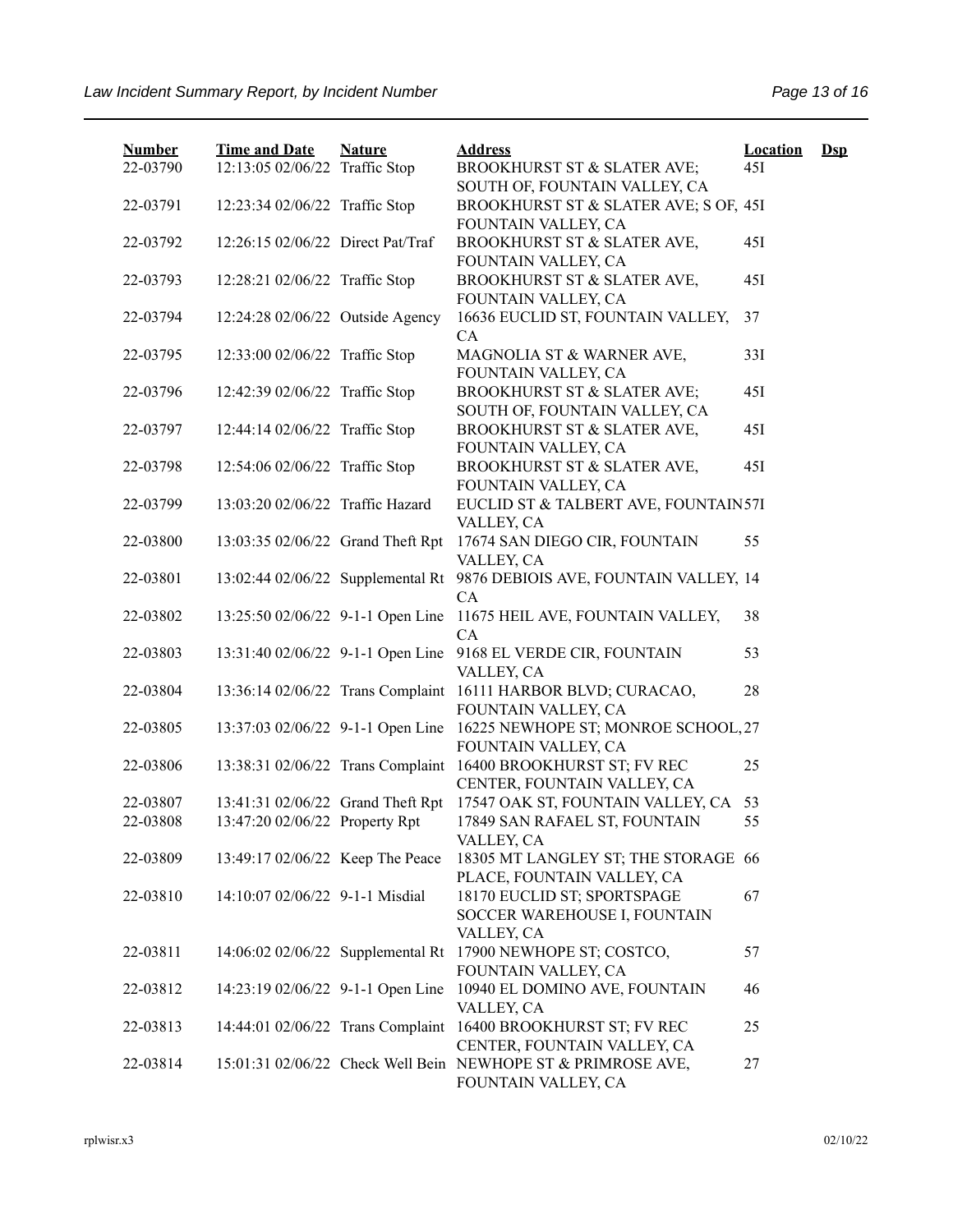| Number | Time and Date | Nature | Address | Location | Dsp |
|---|---|---|---|---|---|
| 22-03790 | 12:13:05 02/06/22 | Traffic Stop | BROOKHURST ST & SLATER AVE; SOUTH OF, FOUNTAIN VALLEY, CA | 45I | |
| 22-03791 | 12:23:34 02/06/22 | Traffic Stop | BROOKHURST ST & SLATER AVE; S OF, FOUNTAIN VALLEY, CA | 45I | |
| 22-03792 | 12:26:15 02/06/22 | Direct Pat/Traf | BROOKHURST ST & SLATER AVE, FOUNTAIN VALLEY, CA | 45I | |
| 22-03793 | 12:28:21 02/06/22 | Traffic Stop | BROOKHURST ST & SLATER AVE, FOUNTAIN VALLEY, CA | 45I | |
| 22-03794 | 12:24:28 02/06/22 | Outside Agency | 16636 EUCLID ST, FOUNTAIN VALLEY, CA | 37 | |
| 22-03795 | 12:33:00 02/06/22 | Traffic Stop | MAGNOLIA ST & WARNER AVE, FOUNTAIN VALLEY, CA | 33I | |
| 22-03796 | 12:42:39 02/06/22 | Traffic Stop | BROOKHURST ST & SLATER AVE; SOUTH OF, FOUNTAIN VALLEY, CA | 45I | |
| 22-03797 | 12:44:14 02/06/22 | Traffic Stop | BROOKHURST ST & SLATER AVE, FOUNTAIN VALLEY, CA | 45I | |
| 22-03798 | 12:54:06 02/06/22 | Traffic Stop | BROOKHURST ST & SLATER AVE, FOUNTAIN VALLEY, CA | 45I | |
| 22-03799 | 13:03:20 02/06/22 | Traffic Hazard | EUCLID ST & TALBERT AVE, FOUNTAIN VALLEY, CA | 57I | |
| 22-03800 | 13:03:35 02/06/22 | Grand Theft Rpt | 17674 SAN DIEGO CIR, FOUNTAIN VALLEY, CA | 55 | |
| 22-03801 | 13:02:44 02/06/22 | Supplemental Rt | 9876 DEBIOIS AVE, FOUNTAIN VALLEY, CA | 14 | |
| 22-03802 | 13:25:50 02/06/22 | 9-1-1 Open Line | 11675 HEIL AVE, FOUNTAIN VALLEY, CA | 38 | |
| 22-03803 | 13:31:40 02/06/22 | 9-1-1 Open Line | 9168 EL VERDE CIR, FOUNTAIN VALLEY, CA | 53 | |
| 22-03804 | 13:36:14 02/06/22 | Trans Complaint | 16111 HARBOR BLVD; CURACAO, FOUNTAIN VALLEY, CA | 28 | |
| 22-03805 | 13:37:03 02/06/22 | 9-1-1 Open Line | 16225 NEWHOPE ST; MONROE SCHOOL, FOUNTAIN VALLEY, CA | 27 | |
| 22-03806 | 13:38:31 02/06/22 | Trans Complaint | 16400 BROOKHURST ST; FV REC CENTER, FOUNTAIN VALLEY, CA | 25 | |
| 22-03807 | 13:41:31 02/06/22 | Grand Theft Rpt | 17547 OAK ST, FOUNTAIN VALLEY, CA | 53 | |
| 22-03808 | 13:47:20 02/06/22 | Property Rpt | 17849 SAN RAFAEL ST, FOUNTAIN VALLEY, CA | 55 | |
| 22-03809 | 13:49:17 02/06/22 | Keep The Peace | 18305 MT LANGLEY ST; THE STORAGE PLACE, FOUNTAIN VALLEY, CA | 66 | |
| 22-03810 | 14:10:07 02/06/22 | 9-1-1 Misdial | 18170 EUCLID ST; SPORTSPAGE SOCCER WAREHOUSE I, FOUNTAIN VALLEY, CA | 67 | |
| 22-03811 | 14:06:02 02/06/22 | Supplemental Rt | 17900 NEWHOPE ST; COSTCO, FOUNTAIN VALLEY, CA | 57 | |
| 22-03812 | 14:23:19 02/06/22 | 9-1-1 Open Line | 10940 EL DOMINO AVE, FOUNTAIN VALLEY, CA | 46 | |
| 22-03813 | 14:44:01 02/06/22 | Trans Complaint | 16400 BROOKHURST ST; FV REC CENTER, FOUNTAIN VALLEY, CA | 25 | |
| 22-03814 | 15:01:31 02/06/22 | Check Well Bein | NEWHOPE ST & PRIMROSE AVE, FOUNTAIN VALLEY, CA | 27 | |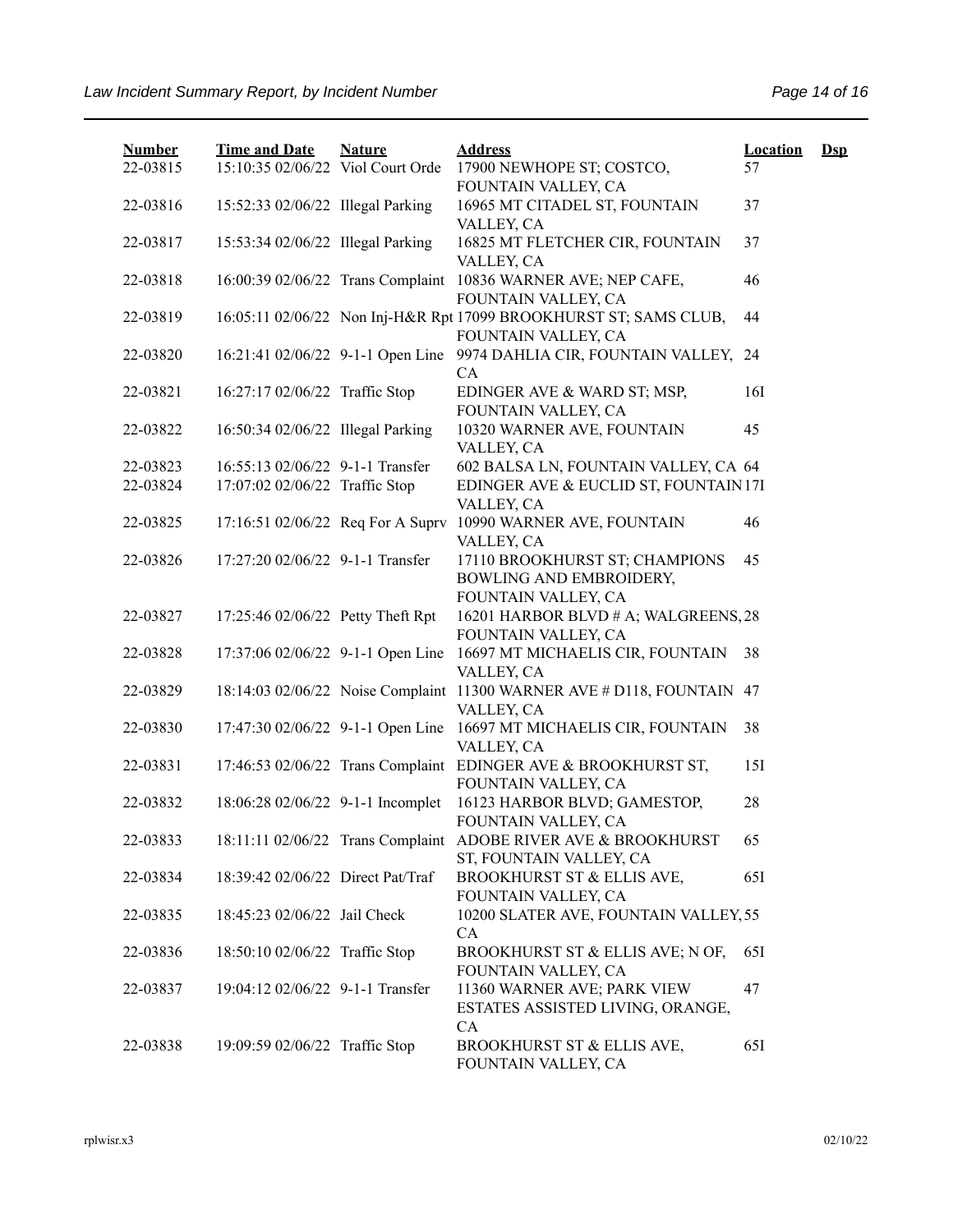| Number | Time and Date | Nature | Address | Location | Dsp |
|---|---|---|---|---|---|
| 22-03815 | 15:10:35 02/06/22 | Viol Court Orde | 17900 NEWHOPE ST; COSTCO, FOUNTAIN VALLEY, CA | 57 | |
| 22-03816 | 15:52:33 02/06/22 | Illegal Parking | 16965 MT CITADEL ST, FOUNTAIN VALLEY, CA | 37 | |
| 22-03817 | 15:53:34 02/06/22 | Illegal Parking | 16825 MT FLETCHER CIR, FOUNTAIN VALLEY, CA | 37 | |
| 22-03818 | 16:00:39 02/06/22 | Trans Complaint | 10836 WARNER AVE; NEP CAFE, FOUNTAIN VALLEY, CA | 46 | |
| 22-03819 | 16:05:11 02/06/22 | Non Inj-H&R Rpt | 17099 BROOKHURST ST; SAMS CLUB, FOUNTAIN VALLEY, CA | 44 | |
| 22-03820 | 16:21:41 02/06/22 | 9-1-1 Open Line | 9974 DAHLIA CIR, FOUNTAIN VALLEY, CA | 24 | |
| 22-03821 | 16:27:17 02/06/22 | Traffic Stop | EDINGER AVE & WARD ST; MSP, FOUNTAIN VALLEY, CA | 16I | |
| 22-03822 | 16:50:34 02/06/22 | Illegal Parking | 10320 WARNER AVE, FOUNTAIN VALLEY, CA | 45 | |
| 22-03823 | 16:55:13 02/06/22 | 9-1-1 Transfer | 602 BALSA LN, FOUNTAIN VALLEY, CA | 64 | |
| 22-03824 | 17:07:02 02/06/22 | Traffic Stop | EDINGER AVE & EUCLID ST, FOUNTAIN VALLEY, CA | 17I | |
| 22-03825 | 17:16:51 02/06/22 | Req For A Suprv | 10990 WARNER AVE, FOUNTAIN VALLEY, CA | 46 | |
| 22-03826 | 17:27:20 02/06/22 | 9-1-1 Transfer | 17110 BROOKHURST ST; CHAMPIONS BOWLING AND EMBROIDERY, FOUNTAIN VALLEY, CA | 45 | |
| 22-03827 | 17:25:46 02/06/22 | Petty Theft Rpt | 16201 HARBOR BLVD # A; WALGREENS, FOUNTAIN VALLEY, CA | 28 | |
| 22-03828 | 17:37:06 02/06/22 | 9-1-1 Open Line | 16697 MT MICHAELIS CIR, FOUNTAIN VALLEY, CA | 38 | |
| 22-03829 | 18:14:03 02/06/22 | Noise Complaint | 11300 WARNER AVE # D118, FOUNTAIN VALLEY, CA | 47 | |
| 22-03830 | 17:47:30 02/06/22 | 9-1-1 Open Line | 16697 MT MICHAELIS CIR, FOUNTAIN VALLEY, CA | 38 | |
| 22-03831 | 17:46:53 02/06/22 | Trans Complaint | EDINGER AVE & BROOKHURST ST, FOUNTAIN VALLEY, CA | 15I | |
| 22-03832 | 18:06:28 02/06/22 | 9-1-1 Incomplet | 16123 HARBOR BLVD; GAMESTOP, FOUNTAIN VALLEY, CA | 28 | |
| 22-03833 | 18:11:11 02/06/22 | Trans Complaint | ADOBE RIVER AVE & BROOKHURST ST, FOUNTAIN VALLEY, CA | 65 | |
| 22-03834 | 18:39:42 02/06/22 | Direct Pat/Traf | BROOKHURST ST & ELLIS AVE, FOUNTAIN VALLEY, CA | 65I | |
| 22-03835 | 18:45:23 02/06/22 | Jail Check | 10200 SLATER AVE, FOUNTAIN VALLEY, CA | 55 | |
| 22-03836 | 18:50:10 02/06/22 | Traffic Stop | BROOKHURST ST & ELLIS AVE; N OF, FOUNTAIN VALLEY, CA | 65I | |
| 22-03837 | 19:04:12 02/06/22 | 9-1-1 Transfer | 11360 WARNER AVE; PARK VIEW ESTATES ASSISTED LIVING, ORANGE, CA | 47 | |
| 22-03838 | 19:09:59 02/06/22 | Traffic Stop | BROOKHURST ST & ELLIS AVE, FOUNTAIN VALLEY, CA | 65I | |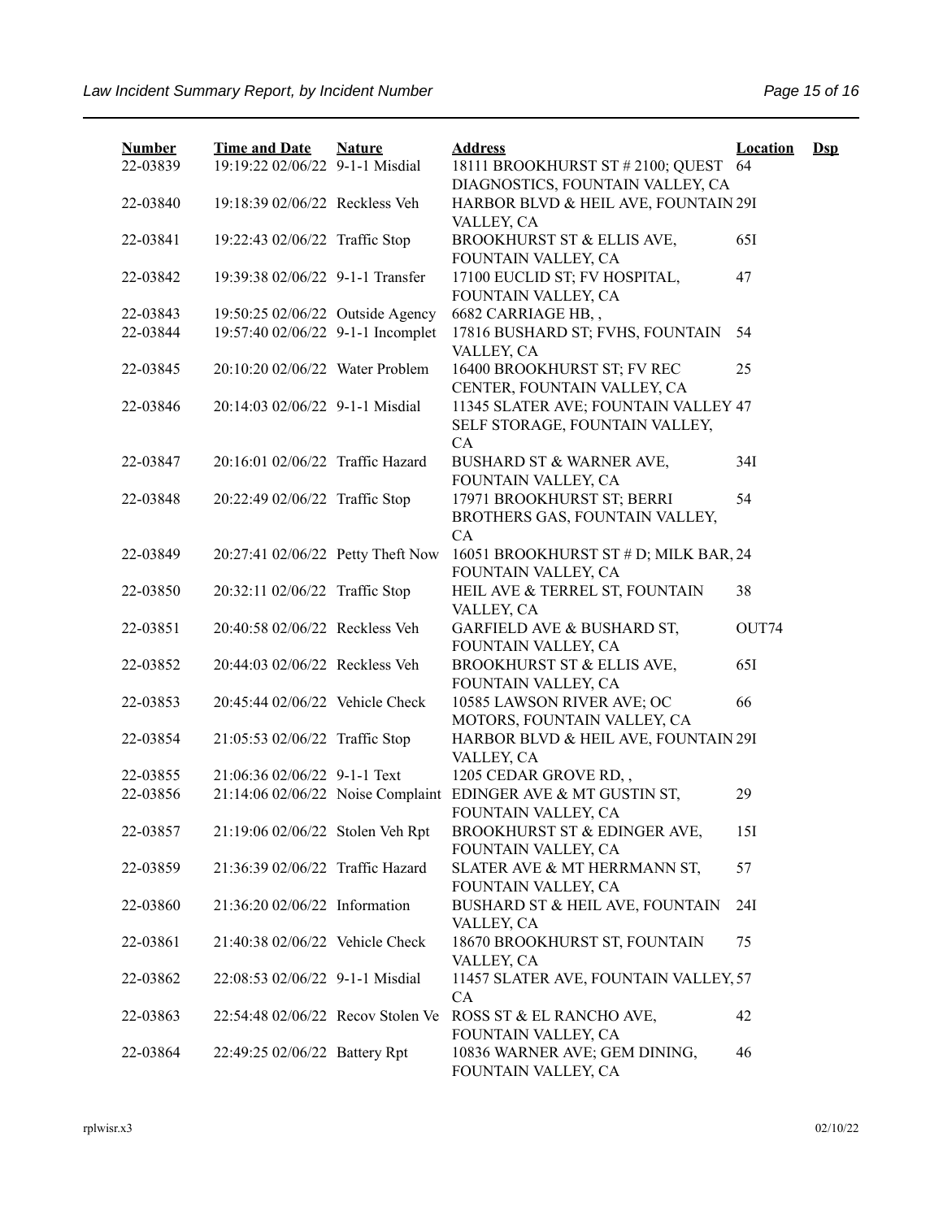| Number | Time and Date | Nature | Address | Location | Dsp |
|---|---|---|---|---|---|
| 22-03839 | 19:19:22 02/06/22 | 9-1-1 Misdial | 18111 BROOKHURST ST # 2100; QUEST DIAGNOSTICS, FOUNTAIN VALLEY, CA | 64 | |
| 22-03840 | 19:18:39 02/06/22 | Reckless Veh | HARBOR BLVD & HEIL AVE, FOUNTAIN VALLEY, CA | 29I | |
| 22-03841 | 19:22:43 02/06/22 | Traffic Stop | BROOKHURST ST & ELLIS AVE, FOUNTAIN VALLEY, CA | 65I | |
| 22-03842 | 19:39:38 02/06/22 | 9-1-1 Transfer | 17100 EUCLID ST; FV HOSPITAL, FOUNTAIN VALLEY, CA | 47 | |
| 22-03843 | 19:50:25 02/06/22 | Outside Agency | 6682 CARRIAGE HB, , | | |
| 22-03844 | 19:57:40 02/06/22 | 9-1-1 Incomplet | 17816 BUSHARD ST; FVHS, FOUNTAIN VALLEY, CA | 54 | |
| 22-03845 | 20:10:20 02/06/22 | Water Problem | 16400 BROOKHURST ST; FV REC CENTER, FOUNTAIN VALLEY, CA | 25 | |
| 22-03846 | 20:14:03 02/06/22 | 9-1-1 Misdial | 11345 SLATER AVE; FOUNTAIN VALLEY SELF STORAGE, FOUNTAIN VALLEY, CA | 47 | |
| 22-03847 | 20:16:01 02/06/22 | Traffic Hazard | BUSHARD ST & WARNER AVE, FOUNTAIN VALLEY, CA | 34I | |
| 22-03848 | 20:22:49 02/06/22 | Traffic Stop | 17971 BROOKHURST ST; BERRI BROTHERS GAS, FOUNTAIN VALLEY, CA | 54 | |
| 22-03849 | 20:27:41 02/06/22 | Petty Theft Now | 16051 BROOKHURST ST # D; MILK BAR, FOUNTAIN VALLEY, CA | 24 | |
| 22-03850 | 20:32:11 02/06/22 | Traffic Stop | HEIL AVE & TERREL ST, FOUNTAIN VALLEY, CA | 38 | |
| 22-03851 | 20:40:58 02/06/22 | Reckless Veh | GARFIELD AVE & BUSHARD ST, FOUNTAIN VALLEY, CA | OUT74 | |
| 22-03852 | 20:44:03 02/06/22 | Reckless Veh | BROOKHURST ST & ELLIS AVE, FOUNTAIN VALLEY, CA | 65I | |
| 22-03853 | 20:45:44 02/06/22 | Vehicle Check | 10585 LAWSON RIVER AVE; OC MOTORS, FOUNTAIN VALLEY, CA | 66 | |
| 22-03854 | 21:05:53 02/06/22 | Traffic Stop | HARBOR BLVD & HEIL AVE, FOUNTAIN VALLEY, CA | 29I | |
| 22-03855 | 21:06:36 02/06/22 | 9-1-1 Text | 1205 CEDAR GROVE RD, , | | |
| 22-03856 | 21:14:06 02/06/22 | Noise Complaint | EDINGER AVE & MT GUSTIN ST, FOUNTAIN VALLEY, CA | 29 | |
| 22-03857 | 21:19:06 02/06/22 | Stolen Veh Rpt | BROOKHURST ST & EDINGER AVE, FOUNTAIN VALLEY, CA | 15I | |
| 22-03859 | 21:36:39 02/06/22 | Traffic Hazard | SLATER AVE & MT HERRMANN ST, FOUNTAIN VALLEY, CA | 57 | |
| 22-03860 | 21:36:20 02/06/22 | Information | BUSHARD ST & HEIL AVE, FOUNTAIN VALLEY, CA | 24I | |
| 22-03861 | 21:40:38 02/06/22 | Vehicle Check | 18670 BROOKHURST ST, FOUNTAIN VALLEY, CA | 75 | |
| 22-03862 | 22:08:53 02/06/22 | 9-1-1 Misdial | 11457 SLATER AVE, FOUNTAIN VALLEY, CA | 57 | |
| 22-03863 | 22:54:48 02/06/22 | Recov Stolen Ve | ROSS ST & EL RANCHO AVE, FOUNTAIN VALLEY, CA | 42 | |
| 22-03864 | 22:49:25 02/06/22 | Battery Rpt | 10836 WARNER AVE; GEM DINING, FOUNTAIN VALLEY, CA | 46 | |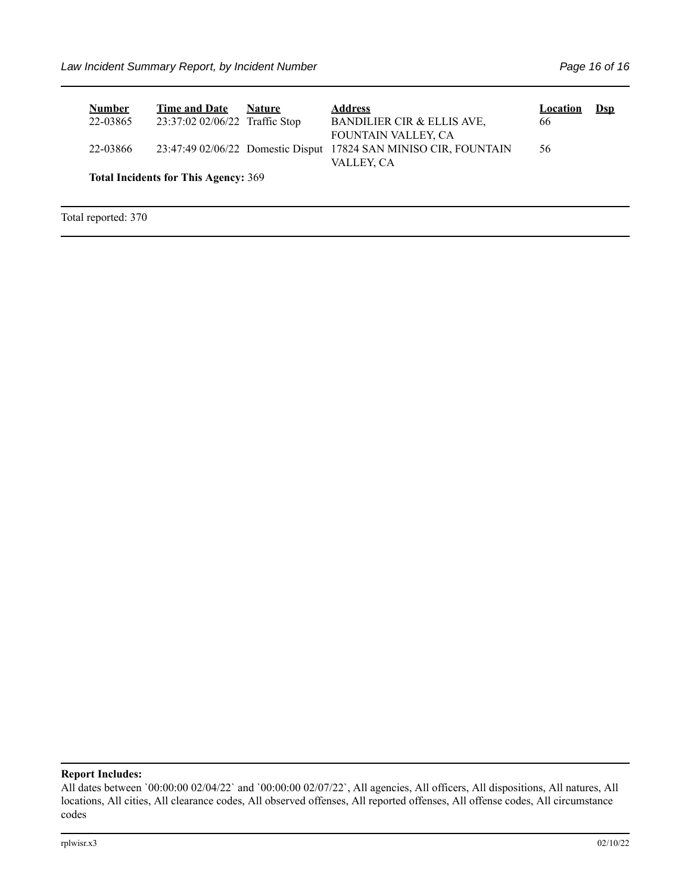| Number | Time and Date | Nature | Address | Location | Dsp |
| --- | --- | --- | --- | --- | --- |
| 22-03865 | 23:37:02 02/06/22 | Traffic Stop | BANDILIER CIR & ELLIS AVE, FOUNTAIN VALLEY, CA | 66 | |
| 22-03866 | 23:47:49 02/06/22 | Domestic Disput | 17824 SAN MINISO CIR, FOUNTAIN VALLEY, CA | 56 | |

**Total Incidents for This Agency:** 369

Total reported: 370

**Report Includes:**

All dates between `00:00:00 02/04/22` and `00:00:00 02/07/22`, All agencies, All officers, All dispositions, All natures, All locations, All cities, All clearance codes, All observed offenses, All reported offenses, All offense codes, All circumstance codes

rplwisr.x3 02/10/22